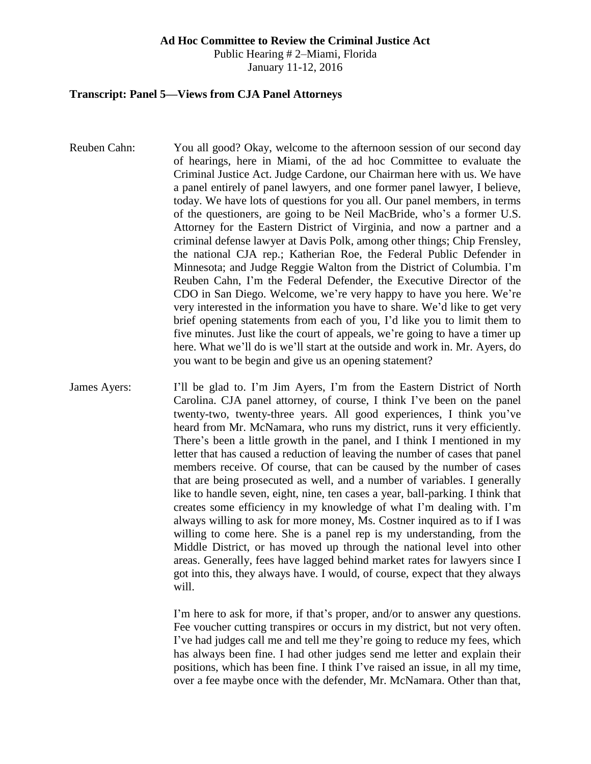**Ad Hoc Committee to Review the Criminal Justice Act**

Public Hearing # 2–Miami, Florida

January 11-12, 2016

**Transcript: Panel 5—Views from CJA Panel Attorneys**

Reuben Cahn: You all good? Okay, welcome to the afternoon session of our second day of hearings, here in Miami, of the ad hoc Committee to evaluate the Criminal Justice Act. Judge Cardone, our Chairman here with us. We have a panel entirely of panel lawyers, and one former panel lawyer, I believe, today. We have lots of questions for you all. Our panel members, in terms of the questioners, are going to be Neil MacBride, who's a former U.S. Attorney for the Eastern District of Virginia, and now a partner and a criminal defense lawyer at Davis Polk, among other things; Chip Frensley, the national CJA rep.; Katherian Roe, the Federal Public Defender in Minnesota; and Judge Reggie Walton from the District of Columbia. I'm Reuben Cahn, I'm the Federal Defender, the Executive Director of the CDO in San Diego. Welcome, we're very happy to have you here. We're very interested in the information you have to share. We'd like to get very brief opening statements from each of you, I'd like you to limit them to five minutes. Just like the court of appeals, we're going to have a timer up here. What we'll do is we'll start at the outside and work in. Mr. Ayers, do you want to be begin and give us an opening statement?

James Ayers: I'll be glad to. I'm Jim Ayers, I'm from the Eastern District of North Carolina. CJA panel attorney, of course, I think I've been on the panel twenty-two, twenty-three years. All good experiences, I think you've heard from Mr. McNamara, who runs my district, runs it very efficiently. There's been a little growth in the panel, and I think I mentioned in my letter that has caused a reduction of leaving the number of cases that panel members receive. Of course, that can be caused by the number of cases that are being prosecuted as well, and a number of variables. I generally like to handle seven, eight, nine, ten cases a year, ball-parking. I think that creates some efficiency in my knowledge of what I'm dealing with. I'm always willing to ask for more money, Ms. Costner inquired as to if I was willing to come here. She is a panel rep is my understanding, from the Middle District, or has moved up through the national level into other areas. Generally, fees have lagged behind market rates for lawyers since I got into this, they always have. I would, of course, expect that they always will.

I'm here to ask for more, if that's proper, and/or to answer any questions. Fee voucher cutting transpires or occurs in my district, but not very often. I've had judges call me and tell me they're going to reduce my fees, which has always been fine. I had other judges send me letter and explain their positions, which has been fine. I think I've raised an issue, in all my time, over a fee maybe once with the defender, Mr. McNamara. Other than that,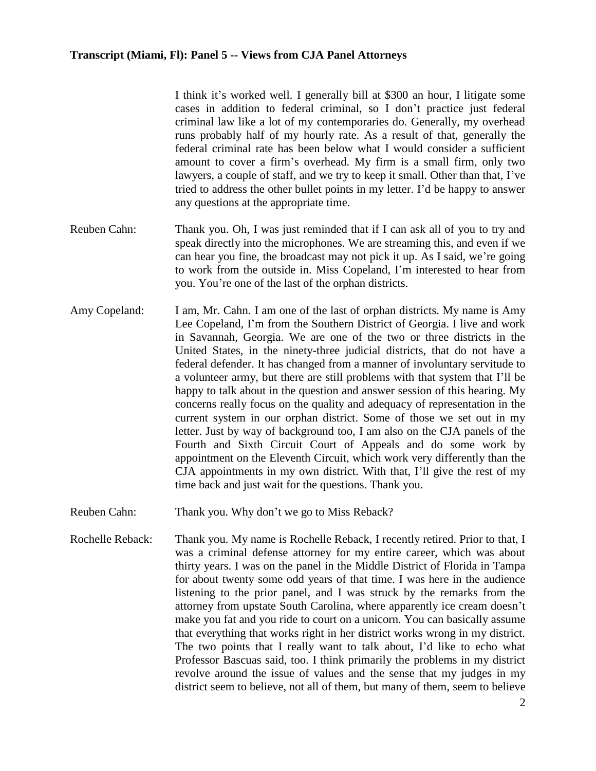I think it's worked well. I generally bill at $300 an hour, I litigate some cases in addition to federal criminal, so I don't practice just federal criminal law like a lot of my contemporaries do. Generally, my overhead runs probably half of my hourly rate. As a result of that, generally the federal criminal rate has been below what I would consider a sufficient amount to cover a firm's overhead. My firm is a small firm, only two lawyers, a couple of staff, and we try to keep it small. Other than that, I've tried to address the other bullet points in my letter. I'd be happy to answer any questions at the appropriate time.

**Reuben Cahn:** Thank you. Oh, I was just reminded that if I can ask all of you to try and speak directly into the microphones. We are streaming this, and even if we can hear you fine, the broadcast may not pick it up. As I said, we're going to work from the outside in. Miss Copeland, I'm interested to hear from you. You're one of the last of the orphan districts.

**Amy Copeland:** I am, Mr. Cahn. I am one of the last of orphan districts. My name is Amy Lee Copeland, I'm from the Southern District of Georgia. I live and work in Savannah, Georgia. We are one of the two or three districts in the United States, in the ninety-three judicial districts, that do not have a federal defender. It has changed from a manner of involuntary servitude to a volunteer army, but there are still problems with that system that I'll be happy to talk about in the question and answer session of this hearing. My concerns really focus on the quality and adequacy of representation in the current system in our orphan district. Some of those we set out in my letter. Just by way of background too, I am also on the CJA panels of the Fourth and Sixth Circuit Court of Appeals and do some work by appointment on the Eleventh Circuit, which work very differently than the CJA appointments in my own district. With that, I'll give the rest of my time back and just wait for the questions. Thank you.

**Reuben Cahn:** Thank you. Why don't we go to Miss Reback?

**Rochelle Reback:** Thank you. My name is Rochelle Reback, I recently retired. Prior to that, I was a criminal defense attorney for my entire career, which was about thirty years. I was on the panel in the Middle District of Florida in Tampa for about twenty some odd years of that time. I was here in the audience listening to the prior panel, and I was struck by the remarks from the attorney from upstate South Carolina, where apparently ice cream doesn't make you fat and you ride to court on a unicorn. You can basically assume that everything that works right in her district works wrong in my district. The two points that I really want to talk about, I'd like to echo what Professor Bascuas said, too. I think primarily the problems in my district revolve around the issue of values and the sense that my judges in my district seem to believe, not all of them, but many of them, seem to believe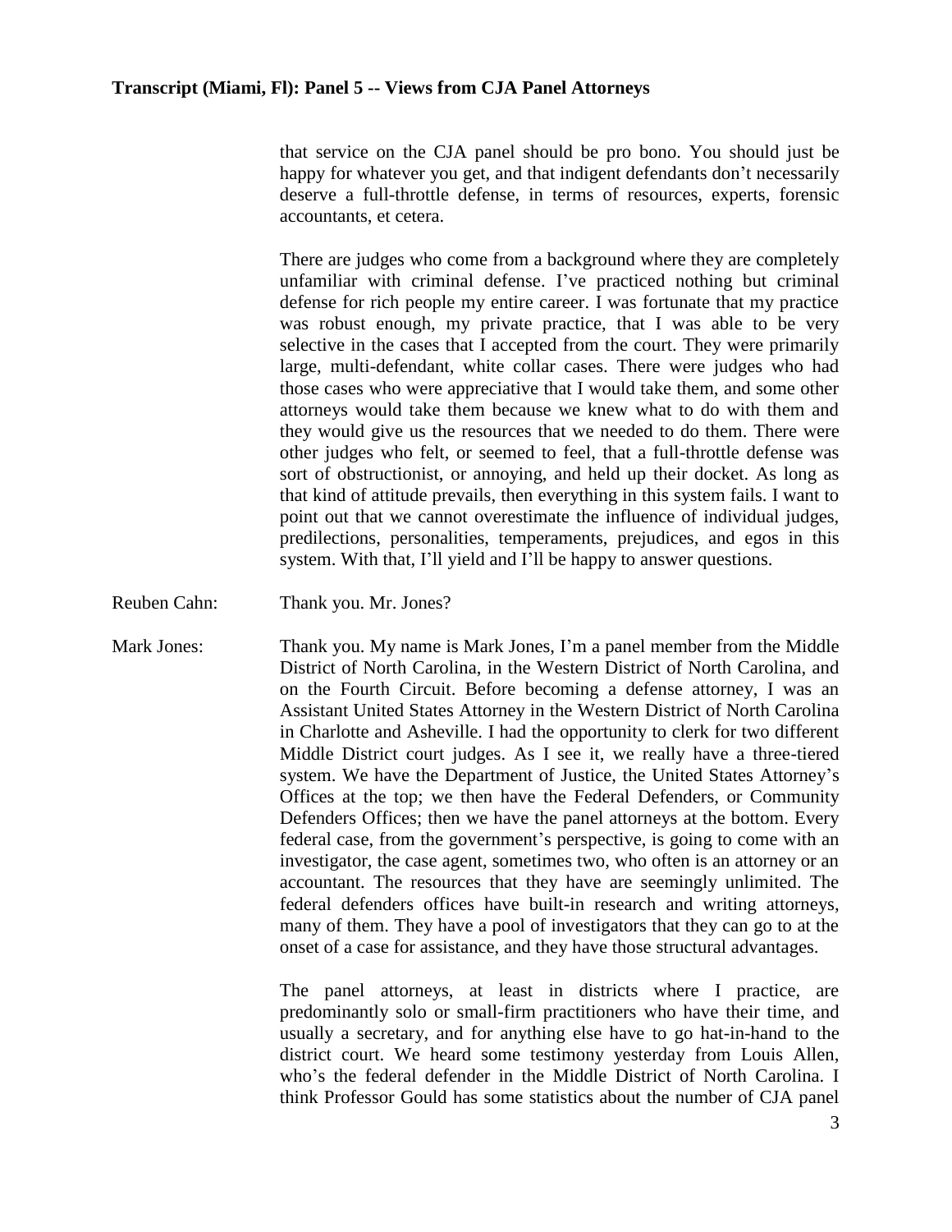that service on the CJA panel should be pro bono. You should just be happy for whatever you get, and that indigent defendants don't necessarily deserve a full-throttle defense, in terms of resources, experts, forensic accountants, et cetera.

There are judges who come from a background where they are completely unfamiliar with criminal defense. I've practiced nothing but criminal defense for rich people my entire career. I was fortunate that my practice was robust enough, my private practice, that I was able to be very selective in the cases that I accepted from the court. They were primarily large, multi-defendant, white collar cases. There were judges who had those cases who were appreciative that I would take them, and some other attorneys would take them because we knew what to do with them and they would give us the resources that we needed to do them. There were other judges who felt, or seemed to feel, that a full-throttle defense was sort of obstructionist, or annoying, and held up their docket. As long as that kind of attitude prevails, then everything in this system fails. I want to point out that we cannot overestimate the influence of individual judges, predilections, personalities, temperaments, prejudices, and egos in this system. With that, I'll yield and I'll be happy to answer questions.

Reuben Cahn: Thank you. Mr. Jones?

Mark Jones: Thank you. My name is Mark Jones, I'm a panel member from the Middle District of North Carolina, in the Western District of North Carolina, and on the Fourth Circuit. Before becoming a defense attorney, I was an Assistant United States Attorney in the Western District of North Carolina in Charlotte and Asheville. I had the opportunity to clerk for two different Middle District court judges. As I see it, we really have a three-tiered system. We have the Department of Justice, the United States Attorney's Offices at the top; we then have the Federal Defenders, or Community Defenders Offices; then we have the panel attorneys at the bottom. Every federal case, from the government's perspective, is going to come with an investigator, the case agent, sometimes two, who often is an attorney or an accountant. The resources that they have are seemingly unlimited. The federal defenders offices have built-in research and writing attorneys, many of them. They have a pool of investigators that they can go to at the onset of a case for assistance, and they have those structural advantages.

The panel attorneys, at least in districts where I practice, are predominantly solo or small-firm practitioners who have their time, and usually a secretary, and for anything else have to go hat-in-hand to the district court. We heard some testimony yesterday from Louis Allen, who's the federal defender in the Middle District of North Carolina. I think Professor Gould has some statistics about the number of CJA panel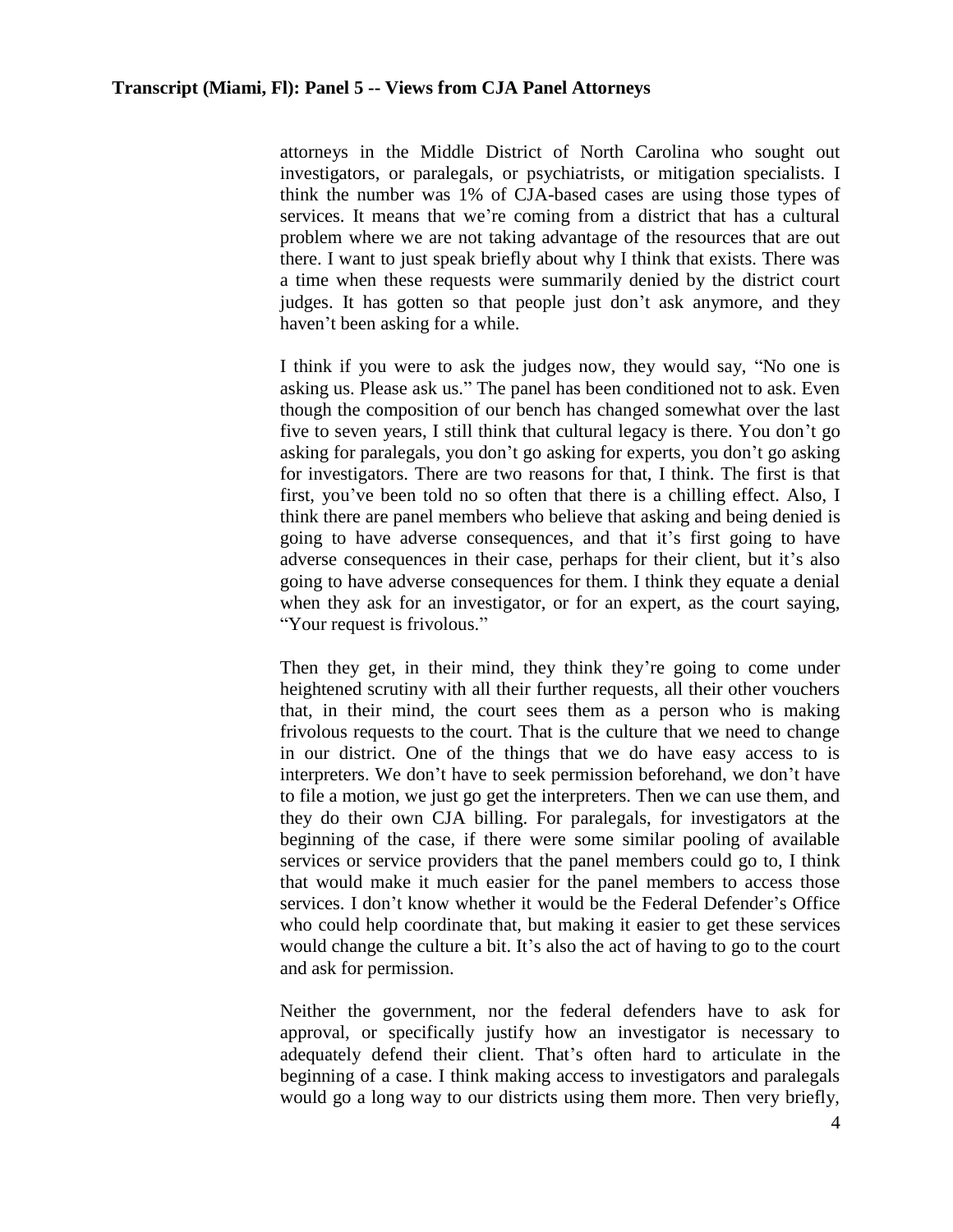attorneys in the Middle District of North Carolina who sought out investigators, or paralegals, or psychiatrists, or mitigation specialists. I think the number was 1% of CJA-based cases are using those types of services. It means that we're coming from a district that has a cultural problem where we are not taking advantage of the resources that are out there. I want to just speak briefly about why I think that exists. There was a time when these requests were summarily denied by the district court judges. It has gotten so that people just don't ask anymore, and they haven't been asking for a while.

I think if you were to ask the judges now, they would say, "No one is asking us. Please ask us." The panel has been conditioned not to ask. Even though the composition of our bench has changed somewhat over the last five to seven years, I still think that cultural legacy is there. You don't go asking for paralegals, you don't go asking for experts, you don't go asking for investigators. There are two reasons for that, I think. The first is that first, you've been told no so often that there is a chilling effect. Also, I think there are panel members who believe that asking and being denied is going to have adverse consequences, and that it's first going to have adverse consequences in their case, perhaps for their client, but it's also going to have adverse consequences for them. I think they equate a denial when they ask for an investigator, or for an expert, as the court saying, "Your request is frivolous."

Then they get, in their mind, they think they're going to come under heightened scrutiny with all their further requests, all their other vouchers that, in their mind, the court sees them as a person who is making frivolous requests to the court. That is the culture that we need to change in our district. One of the things that we do have easy access to is interpreters. We don't have to seek permission beforehand, we don't have to file a motion, we just go get the interpreters. Then we can use them, and they do their own CJA billing. For paralegals, for investigators at the beginning of the case, if there were some similar pooling of available services or service providers that the panel members could go to, I think that would make it much easier for the panel members to access those services. I don't know whether it would be the Federal Defender's Office who could help coordinate that, but making it easier to get these services would change the culture a bit. It's also the act of having to go to the court and ask for permission.

Neither the government, nor the federal defenders have to ask for approval, or specifically justify how an investigator is necessary to adequately defend their client. That's often hard to articulate in the beginning of a case. I think making access to investigators and paralegals would go a long way to our districts using them more. Then very briefly,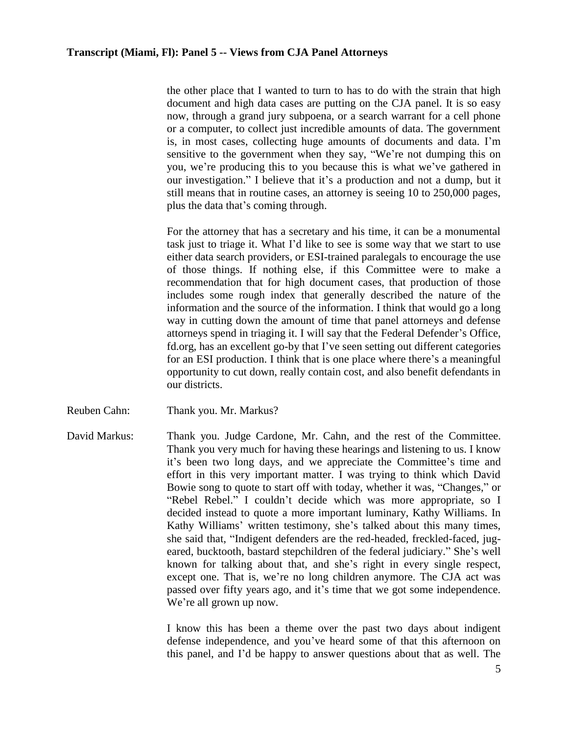the other place that I wanted to turn to has to do with the strain that high document and high data cases are putting on the CJA panel. It is so easy now, through a grand jury subpoena, or a search warrant for a cell phone or a computer, to collect just incredible amounts of data. The government is, in most cases, collecting huge amounts of documents and data. I'm sensitive to the government when they say, "We're not dumping this on you, we're producing this to you because this is what we've gathered in our investigation." I believe that it's a production and not a dump, but it still means that in routine cases, an attorney is seeing 10 to 250,000 pages, plus the data that's coming through.

For the attorney that has a secretary and his time, it can be a monumental task just to triage it. What I'd like to see is some way that we start to use either data search providers, or ESI-trained paralegals to encourage the use of those things. If nothing else, if this Committee were to make a recommendation that for high document cases, that production of those includes some rough index that generally described the nature of the information and the source of the information. I think that would go a long way in cutting down the amount of time that panel attorneys and defense attorneys spend in triaging it. I will say that the Federal Defender's Office, fd.org, has an excellent go-by that I've seen setting out different categories for an ESI production. I think that is one place where there's a meaningful opportunity to cut down, really contain cost, and also benefit defendants in our districts.

Reuben Cahn: Thank you. Mr. Markus?

David Markus: Thank you. Judge Cardone, Mr. Cahn, and the rest of the Committee. Thank you very much for having these hearings and listening to us. I know it's been two long days, and we appreciate the Committee's time and effort in this very important matter. I was trying to think which David Bowie song to quote to start off with today, whether it was, "Changes," or "Rebel Rebel." I couldn't decide which was more appropriate, so I decided instead to quote a more important luminary, Kathy Williams. In Kathy Williams' written testimony, she's talked about this many times, she said that, "Indigent defenders are the red-headed, freckled-faced, jug-eared, bucktooth, bastard stepchildren of the federal judiciary." She's well known for talking about that, and she's right in every single respect, except one. That is, we're no long children anymore. The CJA act was passed over fifty years ago, and it's time that we got some independence. We're all grown up now.

I know this has been a theme over the past two days about indigent defense independence, and you've heard some of that this afternoon on this panel, and I'd be happy to answer questions about that as well. The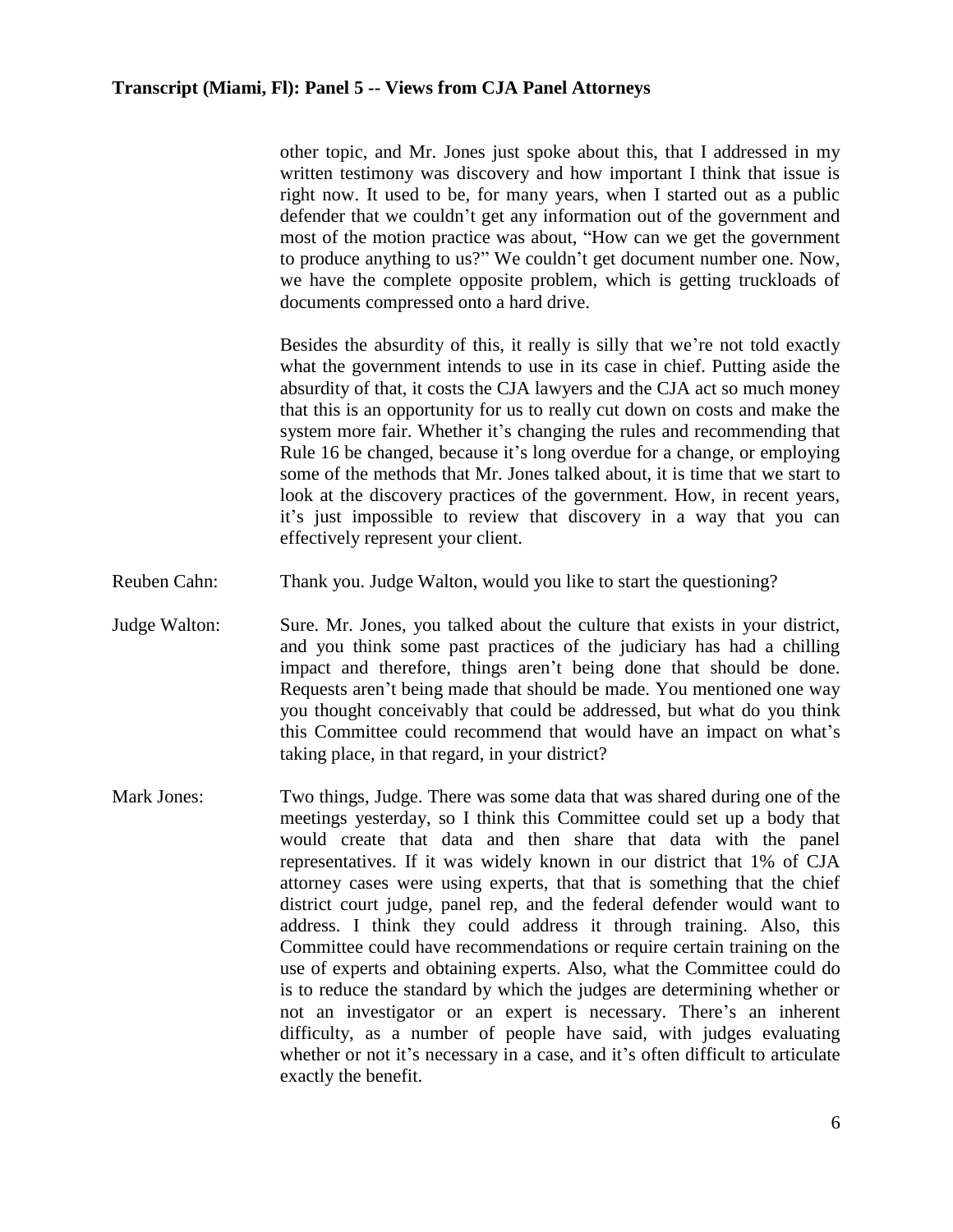other topic, and Mr. Jones just spoke about this, that I addressed in my written testimony was discovery and how important I think that issue is right now. It used to be, for many years, when I started out as a public defender that we couldn't get any information out of the government and most of the motion practice was about, "How can we get the government to produce anything to us?" We couldn't get document number one. Now, we have the complete opposite problem, which is getting truckloads of documents compressed onto a hard drive.

Besides the absurdity of this, it really is silly that we're not told exactly what the government intends to use in its case in chief. Putting aside the absurdity of that, it costs the CJA lawyers and the CJA act so much money that this is an opportunity for us to really cut down on costs and make the system more fair. Whether it's changing the rules and recommending that Rule 16 be changed, because it's long overdue for a change, or employing some of the methods that Mr. Jones talked about, it is time that we start to look at the discovery practices of the government. How, in recent years, it's just impossible to review that discovery in a way that you can effectively represent your client.

Reuben Cahn: Thank you. Judge Walton, would you like to start the questioning?

Judge Walton: Sure. Mr. Jones, you talked about the culture that exists in your district, and you think some past practices of the judiciary has had a chilling impact and therefore, things aren't being done that should be done. Requests aren't being made that should be made. You mentioned one way you thought conceivably that could be addressed, but what do you think this Committee could recommend that would have an impact on what's taking place, in that regard, in your district?

Mark Jones: Two things, Judge. There was some data that was shared during one of the meetings yesterday, so I think this Committee could set up a body that would create that data and then share that data with the panel representatives. If it was widely known in our district that 1% of CJA attorney cases were using experts, that that is something that the chief district court judge, panel rep, and the federal defender would want to address. I think they could address it through training. Also, this Committee could have recommendations or require certain training on the use of experts and obtaining experts. Also, what the Committee could do is to reduce the standard by which the judges are determining whether or not an investigator or an expert is necessary. There's an inherent difficulty, as a number of people have said, with judges evaluating whether or not it's necessary in a case, and it's often difficult to articulate exactly the benefit.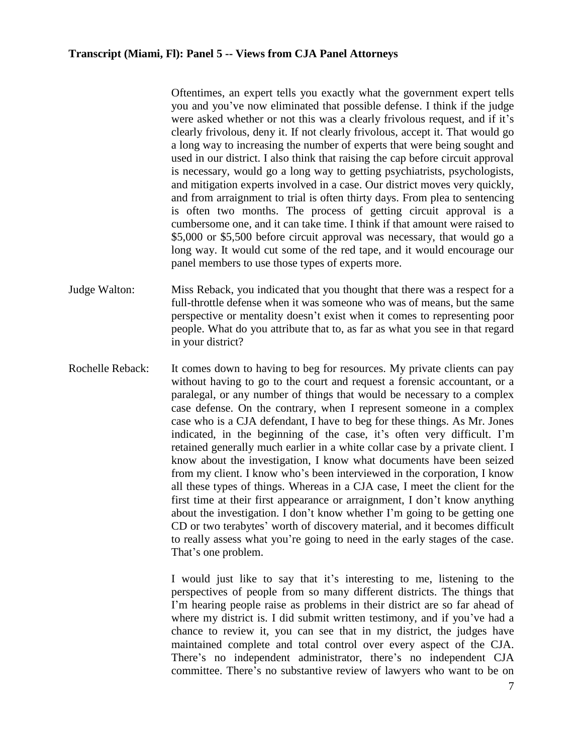Oftentimes, an expert tells you exactly what the government expert tells you and you've now eliminated that possible defense. I think if the judge were asked whether or not this was a clearly frivolous request, and if it's clearly frivolous, deny it. If not clearly frivolous, accept it. That would go a long way to increasing the number of experts that were being sought and used in our district. I also think that raising the cap before circuit approval is necessary, would go a long way to getting psychiatrists, psychologists, and mitigation experts involved in a case. Our district moves very quickly, and from arraignment to trial is often thirty days. From plea to sentencing is often two months. The process of getting circuit approval is a cumbersome one, and it can take time. I think if that amount were raised to \$5,000 or \$5,500 before circuit approval was necessary, that would go a long way. It would cut some of the red tape, and it would encourage our panel members to use those types of experts more.

Judge Walton: Miss Reback, you indicated that you thought that there was a respect for a full-throttle defense when it was someone who was of means, but the same perspective or mentality doesn't exist when it comes to representing poor people. What do you attribute that to, as far as what you see in that regard in your district?

Rochelle Reback: It comes down to having to beg for resources. My private clients can pay without having to go to the court and request a forensic accountant, or a paralegal, or any number of things that would be necessary to a complex case defense. On the contrary, when I represent someone in a complex case who is a CJA defendant, I have to beg for these things. As Mr. Jones indicated, in the beginning of the case, it's often very difficult. I'm retained generally much earlier in a white collar case by a private client. I know about the investigation, I know what documents have been seized from my client. I know who's been interviewed in the corporation, I know all these types of things. Whereas in a CJA case, I meet the client for the first time at their first appearance or arraignment, I don't know anything about the investigation. I don't know whether I'm going to be getting one CD or two terabytes' worth of discovery material, and it becomes difficult to really assess what you're going to need in the early stages of the case. That's one problem.

I would just like to say that it's interesting to me, listening to the perspectives of people from so many different districts. The things that I'm hearing people raise as problems in their district are so far ahead of where my district is. I did submit written testimony, and if you've had a chance to review it, you can see that in my district, the judges have maintained complete and total control over every aspect of the CJA. There's no independent administrator, there's no independent CJA committee. There's no substantive review of lawyers who want to be on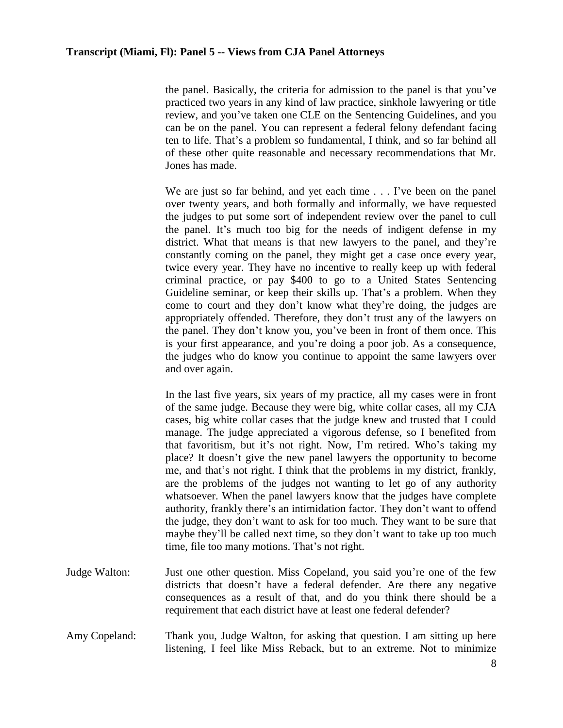the panel. Basically, the criteria for admission to the panel is that you've practiced two years in any kind of law practice, sinkhole lawyering or title review, and you've taken one CLE on the Sentencing Guidelines, and you can be on the panel. You can represent a federal felony defendant facing ten to life. That's a problem so fundamental, I think, and so far behind all of these other quite reasonable and necessary recommendations that Mr. Jones has made.

We are just so far behind, and yet each time . . . I've been on the panel over twenty years, and both formally and informally, we have requested the judges to put some sort of independent review over the panel to cull the panel. It's much too big for the needs of indigent defense in my district. What that means is that new lawyers to the panel, and they're constantly coming on the panel, they might get a case once every year, twice every year. They have no incentive to really keep up with federal criminal practice, or pay $400 to go to a United States Sentencing Guideline seminar, or keep their skills up. That's a problem. When they come to court and they don't know what they're doing, the judges are appropriately offended. Therefore, they don't trust any of the lawyers on the panel. They don't know you, you've been in front of them once. This is your first appearance, and you're doing a poor job. As a consequence, the judges who do know you continue to appoint the same lawyers over and over again.

In the last five years, six years of my practice, all my cases were in front of the same judge. Because they were big, white collar cases, all my CJA cases, big white collar cases that the judge knew and trusted that I could manage. The judge appreciated a vigorous defense, so I benefited from that favoritism, but it's not right. Now, I'm retired. Who's taking my place? It doesn't give the new panel lawyers the opportunity to become me, and that's not right. I think that the problems in my district, frankly, are the problems of the judges not wanting to let go of any authority whatsoever. When the panel lawyers know that the judges have complete authority, frankly there's an intimidation factor. They don't want to offend the judge, they don't want to ask for too much. They want to be sure that maybe they'll be called next time, so they don't want to take up too much time, file too many motions. That's not right.

Judge Walton: Just one other question. Miss Copeland, you said you're one of the few districts that doesn't have a federal defender. Are there any negative consequences as a result of that, and do you think there should be a requirement that each district have at least one federal defender?

Amy Copeland: Thank you, Judge Walton, for asking that question. I am sitting up here listening, I feel like Miss Reback, but to an extreme. Not to minimize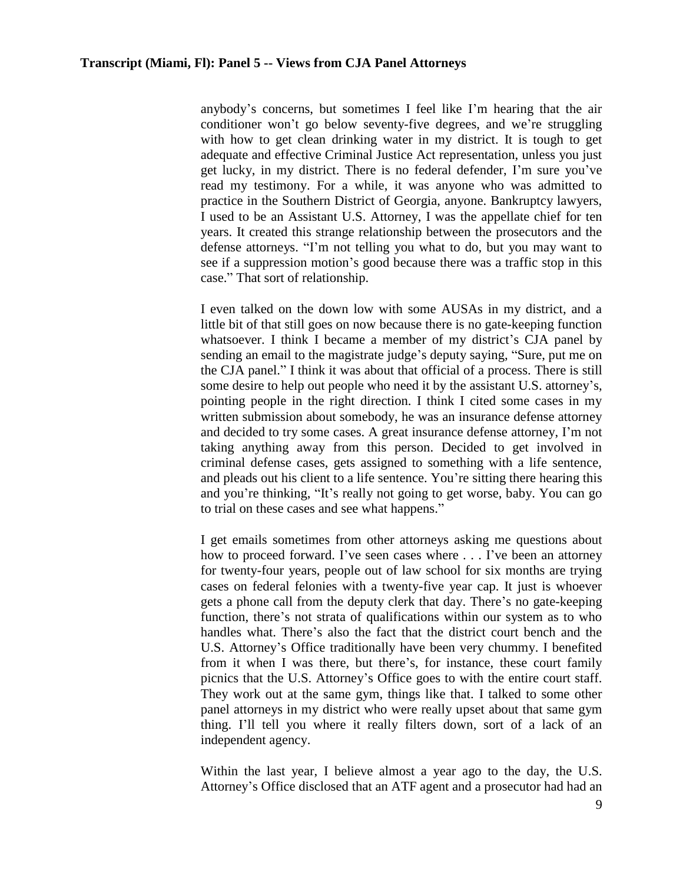anybody's concerns, but sometimes I feel like I'm hearing that the air conditioner won't go below seventy-five degrees, and we're struggling with how to get clean drinking water in my district. It is tough to get adequate and effective Criminal Justice Act representation, unless you just get lucky, in my district. There is no federal defender, I'm sure you've read my testimony. For a while, it was anyone who was admitted to practice in the Southern District of Georgia, anyone. Bankruptcy lawyers, I used to be an Assistant U.S. Attorney, I was the appellate chief for ten years. It created this strange relationship between the prosecutors and the defense attorneys. "I'm not telling you what to do, but you may want to see if a suppression motion's good because there was a traffic stop in this case." That sort of relationship.

I even talked on the down low with some AUSAs in my district, and a little bit of that still goes on now because there is no gate-keeping function whatsoever. I think I became a member of my district's CJA panel by sending an email to the magistrate judge's deputy saying, "Sure, put me on the CJA panel." I think it was about that official of a process. There is still some desire to help out people who need it by the assistant U.S. attorney's, pointing people in the right direction. I think I cited some cases in my written submission about somebody, he was an insurance defense attorney and decided to try some cases. A great insurance defense attorney, I'm not taking anything away from this person. Decided to get involved in criminal defense cases, gets assigned to something with a life sentence, and pleads out his client to a life sentence. You're sitting there hearing this and you're thinking, "It's really not going to get worse, baby. You can go to trial on these cases and see what happens."

I get emails sometimes from other attorneys asking me questions about how to proceed forward. I've seen cases where . . . I've been an attorney for twenty-four years, people out of law school for six months are trying cases on federal felonies with a twenty-five year cap. It just is whoever gets a phone call from the deputy clerk that day. There's no gate-keeping function, there's not strata of qualifications within our system as to who handles what. There's also the fact that the district court bench and the U.S. Attorney's Office traditionally have been very chummy. I benefited from it when I was there, but there's, for instance, these court family picnics that the U.S. Attorney's Office goes to with the entire court staff. They work out at the same gym, things like that. I talked to some other panel attorneys in my district who were really upset about that same gym thing. I'll tell you where it really filters down, sort of a lack of an independent agency.

Within the last year, I believe almost a year ago to the day, the U.S. Attorney's Office disclosed that an ATF agent and a prosecutor had had an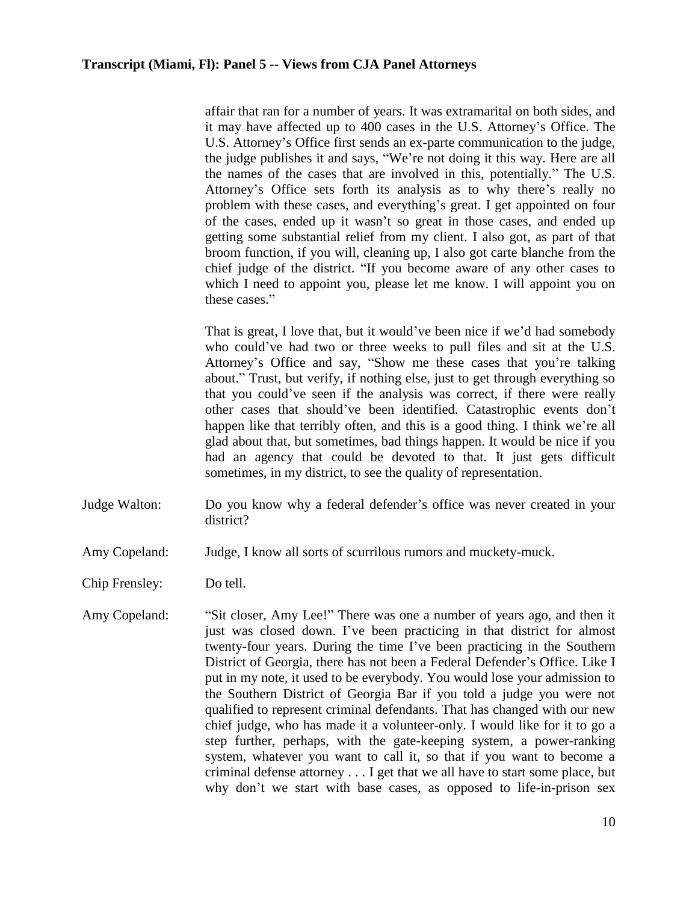affair that ran for a number of years. It was extramarital on both sides, and it may have affected up to 400 cases in the U.S. Attorney's Office. The U.S. Attorney's Office first sends an ex-parte communication to the judge, the judge publishes it and says, "We're not doing it this way. Here are all the names of the cases that are involved in this, potentially." The U.S. Attorney's Office sets forth its analysis as to why there's really no problem with these cases, and everything's great. I get appointed on four of the cases, ended up it wasn't so great in those cases, and ended up getting some substantial relief from my client. I also got, as part of that broom function, if you will, cleaning up, I also got carte blanche from the chief judge of the district. "If you become aware of any other cases to which I need to appoint you, please let me know. I will appoint you on these cases."

That is great, I love that, but it would've been nice if we'd had somebody who could've had two or three weeks to pull files and sit at the U.S. Attorney's Office and say, "Show me these cases that you're talking about." Trust, but verify, if nothing else, just to get through everything so that you could've seen if the analysis was correct, if there were really other cases that should've been identified. Catastrophic events don't happen like that terribly often, and this is a good thing. I think we're all glad about that, but sometimes, bad things happen. It would be nice if you had an agency that could be devoted to that. It just gets difficult sometimes, in my district, to see the quality of representation.

Judge Walton: Do you know why a federal defender's office was never created in your district?

Amy Copeland: Judge, I know all sorts of scurrilous rumors and muckety-muck.

Chip Frensley: Do tell.

Amy Copeland: "Sit closer, Amy Lee!" There was one a number of years ago, and then it just was closed down. I've been practicing in that district for almost twenty-four years. During the time I've been practicing in the Southern District of Georgia, there has not been a Federal Defender's Office. Like I put in my note, it used to be everybody. You would lose your admission to the Southern District of Georgia Bar if you told a judge you were not qualified to represent criminal defendants. That has changed with our new chief judge, who has made it a volunteer-only. I would like for it to go a step further, perhaps, with the gate-keeping system, a power-ranking system, whatever you want to call it, so that if you want to become a criminal defense attorney . . . I get that we all have to start some place, but why don't we start with base cases, as opposed to life-in-prison sex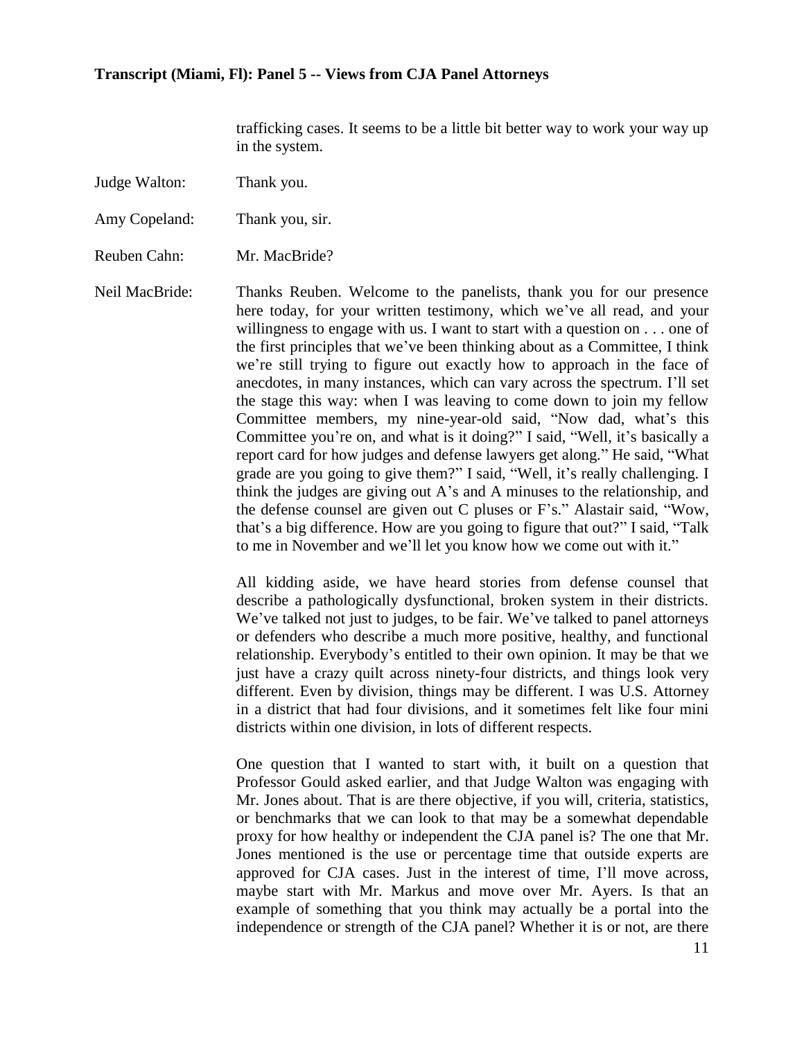trafficking cases. It seems to be a little bit better way to work your way up in the system.

Judge Walton: Thank you.

Amy Copeland: Thank you, sir.

Reuben Cahn: Mr. MacBride?

Neil MacBride: Thanks Reuben. Welcome to the panelists, thank you for our presence here today, for your written testimony, which we've all read, and your willingness to engage with us. I want to start with a question on . . . one of the first principles that we've been thinking about as a Committee, I think we're still trying to figure out exactly how to approach in the face of anecdotes, in many instances, which can vary across the spectrum. I'll set the stage this way: when I was leaving to come down to join my fellow Committee members, my nine-year-old said, "Now dad, what's this Committee you're on, and what is it doing?" I said, "Well, it's basically a report card for how judges and defense lawyers get along." He said, "What grade are you going to give them?" I said, "Well, it's really challenging. I think the judges are giving out A's and A minuses to the relationship, and the defense counsel are given out C pluses or F's." Alastair said, "Wow, that's a big difference. How are you going to figure that out?" I said, "Talk to me in November and we'll let you know how we come out with it."

All kidding aside, we have heard stories from defense counsel that describe a pathologically dysfunctional, broken system in their districts. We've talked not just to judges, to be fair. We've talked to panel attorneys or defenders who describe a much more positive, healthy, and functional relationship. Everybody's entitled to their own opinion. It may be that we just have a crazy quilt across ninety-four districts, and things look very different. Even by division, things may be different. I was U.S. Attorney in a district that had four divisions, and it sometimes felt like four mini districts within one division, in lots of different respects.

One question that I wanted to start with, it built on a question that Professor Gould asked earlier, and that Judge Walton was engaging with Mr. Jones about. That is are there objective, if you will, criteria, statistics, or benchmarks that we can look to that may be a somewhat dependable proxy for how healthy or independent the CJA panel is? The one that Mr. Jones mentioned is the use or percentage time that outside experts are approved for CJA cases. Just in the interest of time, I'll move across, maybe start with Mr. Markus and move over Mr. Ayers. Is that an example of something that you think may actually be a portal into the independence or strength of the CJA panel? Whether it is or not, are there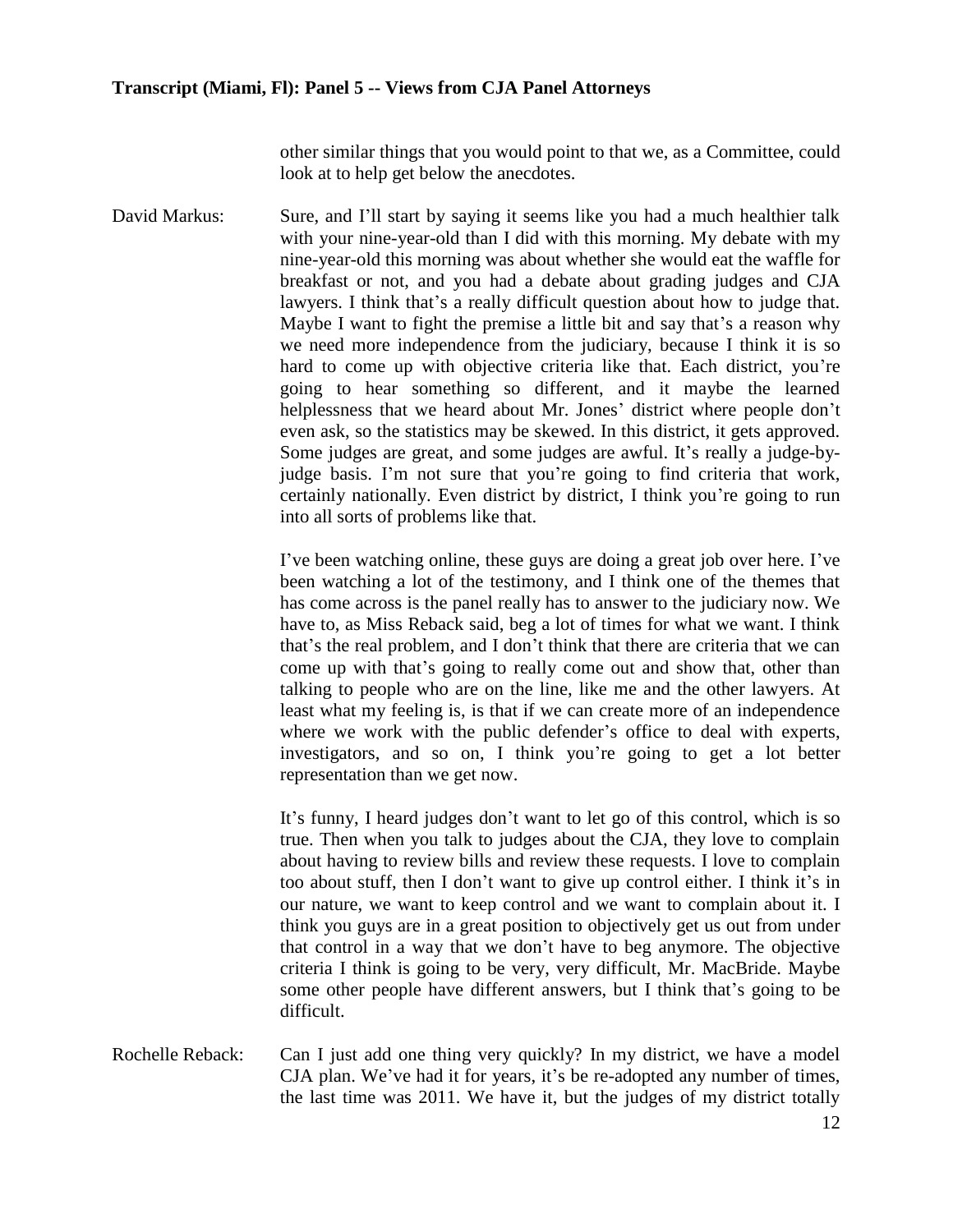other similar things that you would point to that we, as a Committee, could look at to help get below the anecdotes.

David Markus: Sure, and I'll start by saying it seems like you had a much healthier talk with your nine-year-old than I did with this morning. My debate with my nine-year-old this morning was about whether she would eat the waffle for breakfast or not, and you had a debate about grading judges and CJA lawyers. I think that's a really difficult question about how to judge that. Maybe I want to fight the premise a little bit and say that's a reason why we need more independence from the judiciary, because I think it is so hard to come up with objective criteria like that. Each district, you're going to hear something so different, and it maybe the learned helplessness that we heard about Mr. Jones' district where people don't even ask, so the statistics may be skewed. In this district, it gets approved. Some judges are great, and some judges are awful. It's really a judge-by-judge basis. I'm not sure that you're going to find criteria that work, certainly nationally. Even district by district, I think you're going to run into all sorts of problems like that.

I've been watching online, these guys are doing a great job over here. I've been watching a lot of the testimony, and I think one of the themes that has come across is the panel really has to answer to the judiciary now. We have to, as Miss Reback said, beg a lot of times for what we want. I think that's the real problem, and I don't think that there are criteria that we can come up with that's going to really come out and show that, other than talking to people who are on the line, like me and the other lawyers. At least what my feeling is, is that if we can create more of an independence where we work with the public defender's office to deal with experts, investigators, and so on, I think you're going to get a lot better representation than we get now.

It's funny, I heard judges don't want to let go of this control, which is so true. Then when you talk to judges about the CJA, they love to complain about having to review bills and review these requests. I love to complain too about stuff, then I don't want to give up control either. I think it's in our nature, we want to keep control and we want to complain about it. I think you guys are in a great position to objectively get us out from under that control in a way that we don't have to beg anymore. The objective criteria I think is going to be very, very difficult, Mr. MacBride. Maybe some other people have different answers, but I think that's going to be difficult.

Rochelle Reback: Can I just add one thing very quickly? In my district, we have a model CJA plan. We've had it for years, it's be re-adopted any number of times, the last time was 2011. We have it, but the judges of my district totally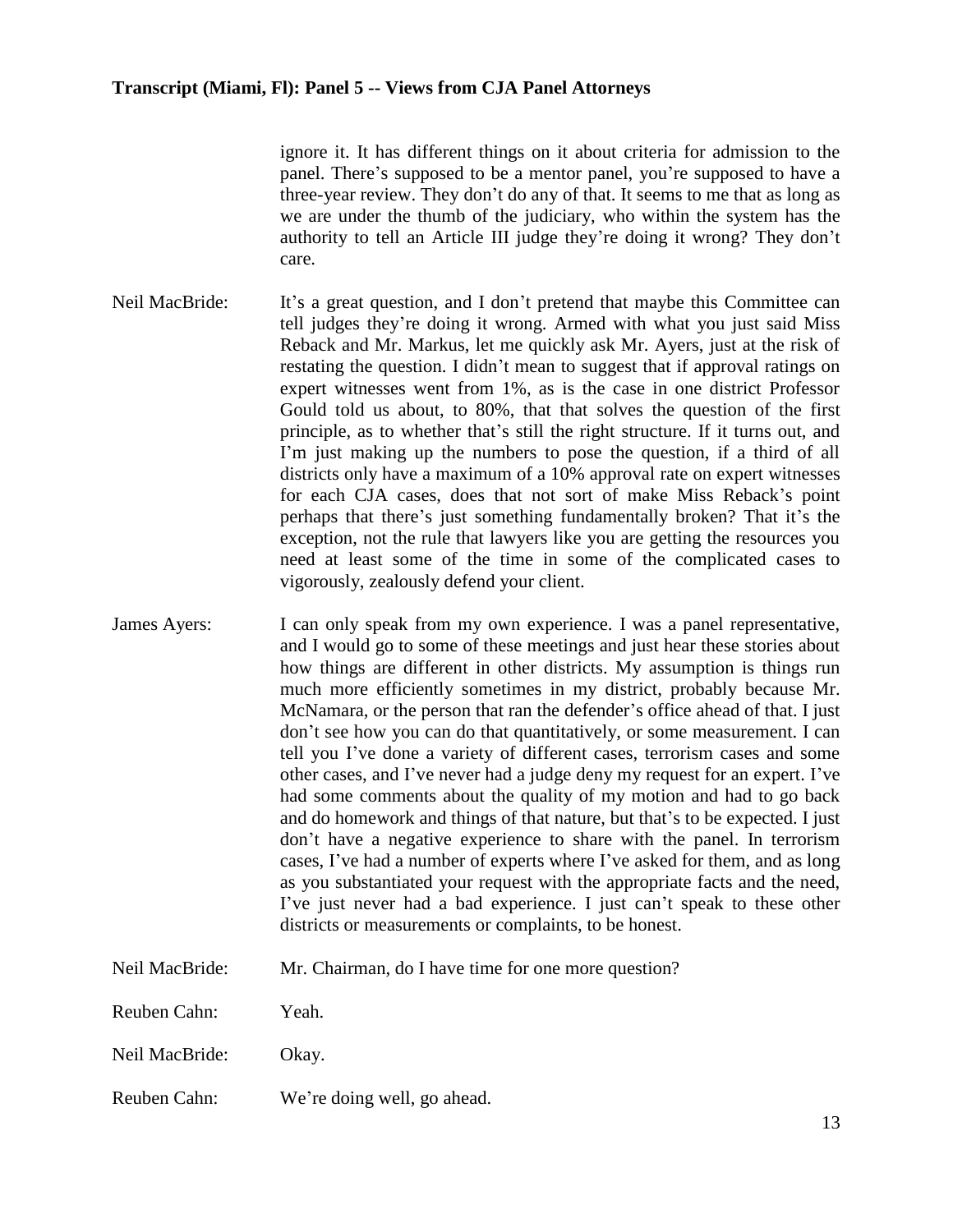ignore it. It has different things on it about criteria for admission to the panel. There's supposed to be a mentor panel, you're supposed to have a three-year review. They don't do any of that. It seems to me that as long as we are under the thumb of the judiciary, who within the system has the authority to tell an Article III judge they're doing it wrong? They don't care.

**Neil MacBride:** It's a great question, and I don't pretend that maybe this Committee can tell judges they're doing it wrong. Armed with what you just said Miss Reback and Mr. Markus, let me quickly ask Mr. Ayers, just at the risk of restating the question. I didn't mean to suggest that if approval ratings on expert witnesses went from 1%, as is the case in one district Professor Gould told us about, to 80%, that that solves the question of the first principle, as to whether that's still the right structure. If it turns out, and I'm just making up the numbers to pose the question, if a third of all districts only have a maximum of a 10% approval rate on expert witnesses for each CJA cases, does that not sort of make Miss Reback's point perhaps that there's just something fundamentally broken? That it's the exception, not the rule that lawyers like you are getting the resources you need at least some of the time in some of the complicated cases to vigorously, zealously defend your client.

**James Ayers:** I can only speak from my own experience. I was a panel representative, and I would go to some of these meetings and just hear these stories about how things are different in other districts. My assumption is things run much more efficiently sometimes in my district, probably because Mr. McNamara, or the person that ran the defender's office ahead of that. I just don't see how you can do that quantitatively, or some measurement. I can tell you I've done a variety of different cases, terrorism cases and some other cases, and I've never had a judge deny my request for an expert. I've had some comments about the quality of my motion and had to go back and do homework and things of that nature, but that's to be expected. I just don't have a negative experience to share with the panel. In terrorism cases, I've had a number of experts where I've asked for them, and as long as you substantiated your request with the appropriate facts and the need, I've just never had a bad experience. I just can't speak to these other districts or measurements or complaints, to be honest.

**Neil MacBride:** Mr. Chairman, do I have time for one more question?

**Reuben Cahn:** Yeah.

**Neil MacBride:** Okay.

**Reuben Cahn:** We're doing well, go ahead.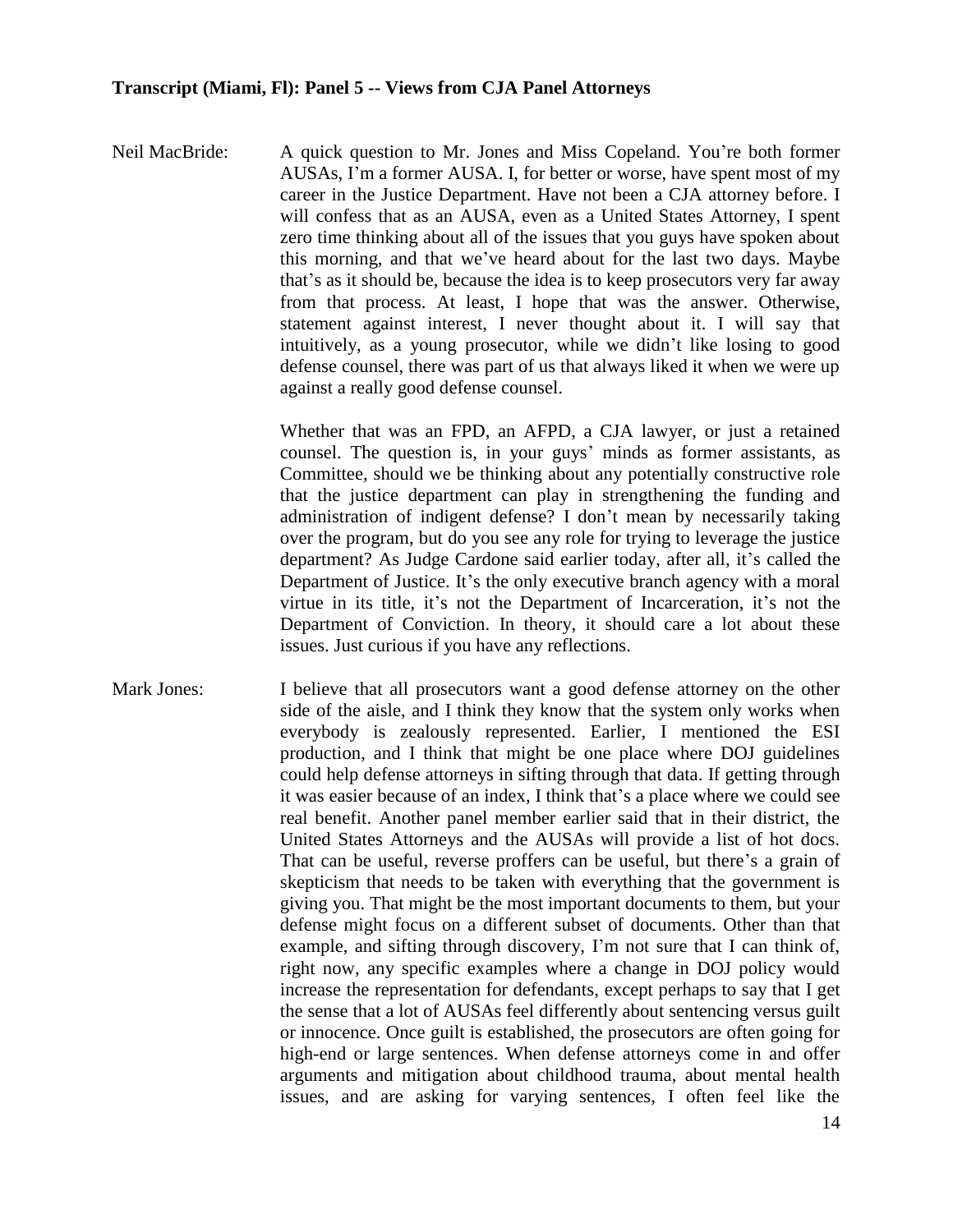**Transcript (Miami, Fl): Panel 5 -- Views from CJA Panel Attorneys**

Neil MacBride: A quick question to Mr. Jones and Miss Copeland. You're both former AUSAs, I'm a former AUSA. I, for better or worse, have spent most of my career in the Justice Department. Have not been a CJA attorney before. I will confess that as an AUSA, even as a United States Attorney, I spent zero time thinking about all of the issues that you guys have spoken about this morning, and that we've heard about for the last two days. Maybe that's as it should be, because the idea is to keep prosecutors very far away from that process. At least, I hope that was the answer. Otherwise, statement against interest, I never thought about it. I will say that intuitively, as a young prosecutor, while we didn't like losing to good defense counsel, there was part of us that always liked it when we were up against a really good defense counsel.

Whether that was an FPD, an AFPD, a CJA lawyer, or just a retained counsel. The question is, in your guys' minds as former assistants, as Committee, should we be thinking about any potentially constructive role that the justice department can play in strengthening the funding and administration of indigent defense? I don't mean by necessarily taking over the program, but do you see any role for trying to leverage the justice department? As Judge Cardone said earlier today, after all, it's called the Department of Justice. It's the only executive branch agency with a moral virtue in its title, it's not the Department of Incarceration, it's not the Department of Conviction. In theory, it should care a lot about these issues. Just curious if you have any reflections.

Mark Jones: I believe that all prosecutors want a good defense attorney on the other side of the aisle, and I think they know that the system only works when everybody is zealously represented. Earlier, I mentioned the ESI production, and I think that might be one place where DOJ guidelines could help defense attorneys in sifting through that data. If getting through it was easier because of an index, I think that's a place where we could see real benefit. Another panel member earlier said that in their district, the United States Attorneys and the AUSAs will provide a list of hot docs. That can be useful, reverse proffers can be useful, but there's a grain of skepticism that needs to be taken with everything that the government is giving you. That might be the most important documents to them, but your defense might focus on a different subset of documents. Other than that example, and sifting through discovery, I'm not sure that I can think of, right now, any specific examples where a change in DOJ policy would increase the representation for defendants, except perhaps to say that I get the sense that a lot of AUSAs feel differently about sentencing versus guilt or innocence. Once guilt is established, the prosecutors are often going for high-end or large sentences. When defense attorneys come in and offer arguments and mitigation about childhood trauma, about mental health issues, and are asking for varying sentences, I often feel like the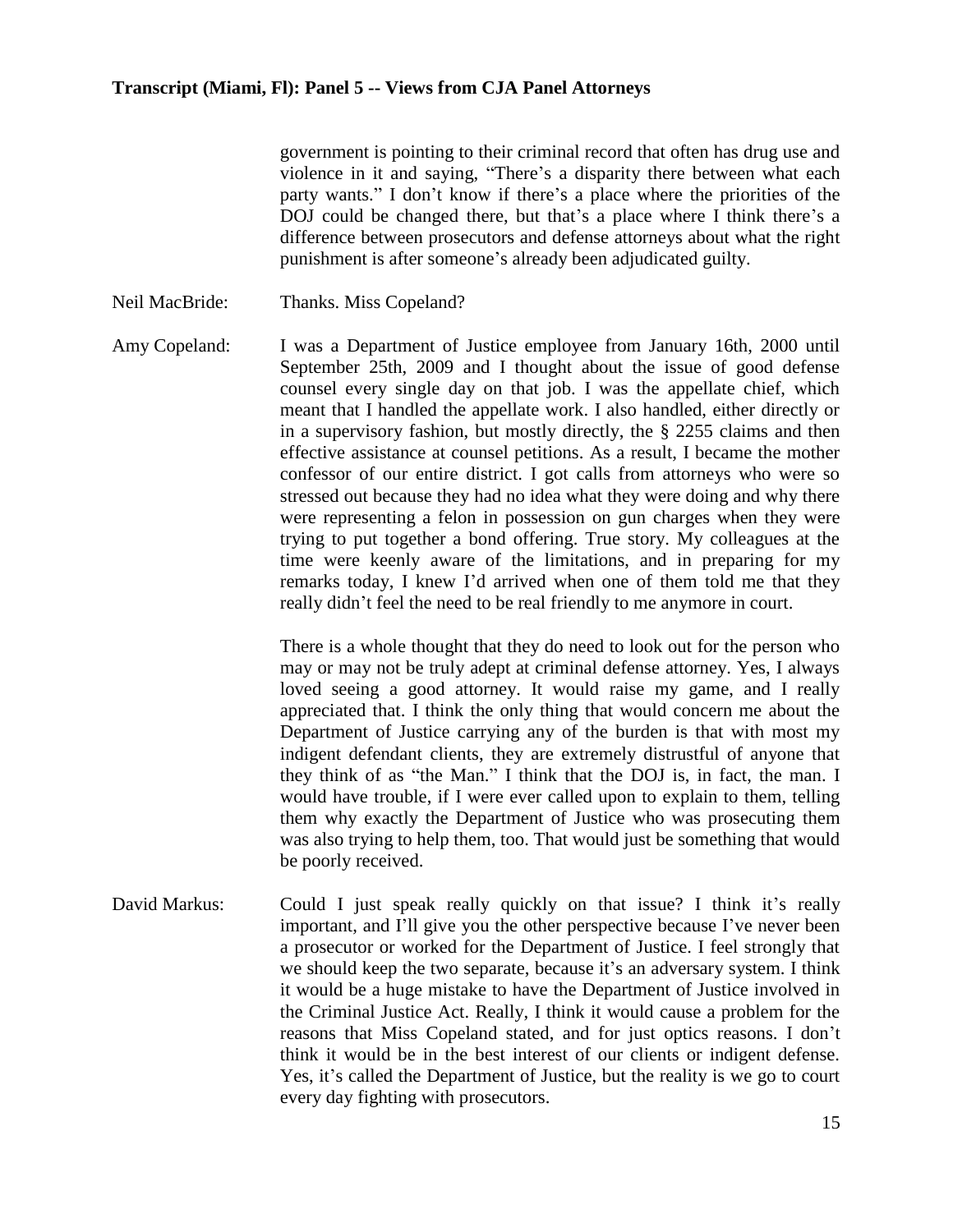government is pointing to their criminal record that often has drug use and violence in it and saying, "There's a disparity there between what each party wants." I don't know if there's a place where the priorities of the DOJ could be changed there, but that's a place where I think there's a difference between prosecutors and defense attorneys about what the right punishment is after someone's already been adjudicated guilty.

Neil MacBride: Thanks. Miss Copeland?

Amy Copeland: I was a Department of Justice employee from January 16th, 2000 until September 25th, 2009 and I thought about the issue of good defense counsel every single day on that job. I was the appellate chief, which meant that I handled the appellate work. I also handled, either directly or in a supervisory fashion, but mostly directly, the § 2255 claims and then effective assistance at counsel petitions. As a result, I became the mother confessor of our entire district. I got calls from attorneys who were so stressed out because they had no idea what they were doing and why there were representing a felon in possession on gun charges when they were trying to put together a bond offering. True story. My colleagues at the time were keenly aware of the limitations, and in preparing for my remarks today, I knew I'd arrived when one of them told me that they really didn't feel the need to be real friendly to me anymore in court.

There is a whole thought that they do need to look out for the person who may or may not be truly adept at criminal defense attorney. Yes, I always loved seeing a good attorney. It would raise my game, and I really appreciated that. I think the only thing that would concern me about the Department of Justice carrying any of the burden is that with most my indigent defendant clients, they are extremely distrustful of anyone that they think of as "the Man." I think that the DOJ is, in fact, the man. I would have trouble, if I were ever called upon to explain to them, telling them why exactly the Department of Justice who was prosecuting them was also trying to help them, too. That would just be something that would be poorly received.

David Markus: Could I just speak really quickly on that issue? I think it's really important, and I'll give you the other perspective because I've never been a prosecutor or worked for the Department of Justice. I feel strongly that we should keep the two separate, because it's an adversary system. I think it would be a huge mistake to have the Department of Justice involved in the Criminal Justice Act. Really, I think it would cause a problem for the reasons that Miss Copeland stated, and for just optics reasons. I don't think it would be in the best interest of our clients or indigent defense. Yes, it's called the Department of Justice, but the reality is we go to court every day fighting with prosecutors.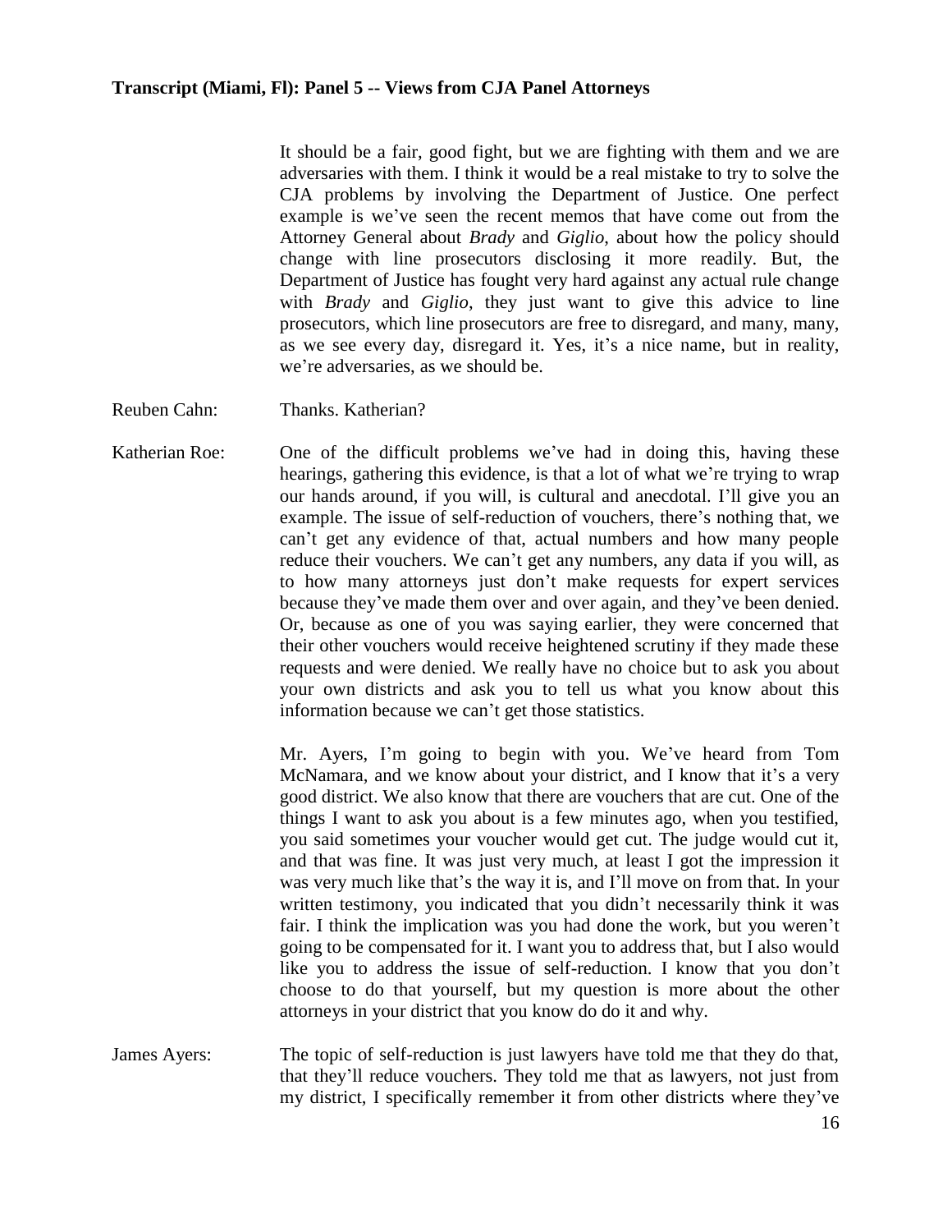It should be a fair, good fight, but we are fighting with them and we are adversaries with them. I think it would be a real mistake to try to solve the CJA problems by involving the Department of Justice. One perfect example is we've seen the recent memos that have come out from the Attorney General about *Brady* and *Giglio*, about how the policy should change with line prosecutors disclosing it more readily. But, the Department of Justice has fought very hard against any actual rule change with *Brady* and *Giglio*, they just want to give this advice to line prosecutors, which line prosecutors are free to disregard, and many, many, as we see every day, disregard it. Yes, it's a nice name, but in reality, we're adversaries, as we should be.

Reuben Cahn: Thanks. Katherian?

Katherian Roe: One of the difficult problems we've had in doing this, having these hearings, gathering this evidence, is that a lot of what we're trying to wrap our hands around, if you will, is cultural and anecdotal. I'll give you an example. The issue of self-reduction of vouchers, there's nothing that, we can't get any evidence of that, actual numbers and how many people reduce their vouchers. We can't get any numbers, any data if you will, as to how many attorneys just don't make requests for expert services because they've made them over and over again, and they've been denied. Or, because as one of you was saying earlier, they were concerned that their other vouchers would receive heightened scrutiny if they made these requests and were denied. We really have no choice but to ask you about your own districts and ask you to tell us what you know about this information because we can't get those statistics.

Mr. Ayers, I'm going to begin with you. We've heard from Tom McNamara, and we know about your district, and I know that it's a very good district. We also know that there are vouchers that are cut. One of the things I want to ask you about is a few minutes ago, when you testified, you said sometimes your voucher would get cut. The judge would cut it, and that was fine. It was just very much, at least I got the impression it was very much like that's the way it is, and I'll move on from that. In your written testimony, you indicated that you didn't necessarily think it was fair. I think the implication was you had done the work, but you weren't going to be compensated for it. I want you to address that, but I also would like you to address the issue of self-reduction. I know that you don't choose to do that yourself, but my question is more about the other attorneys in your district that you know do do it and why.

James Ayers: The topic of self-reduction is just lawyers have told me that they do that, that they'll reduce vouchers. They told me that as lawyers, not just from my district, I specifically remember it from other districts where they've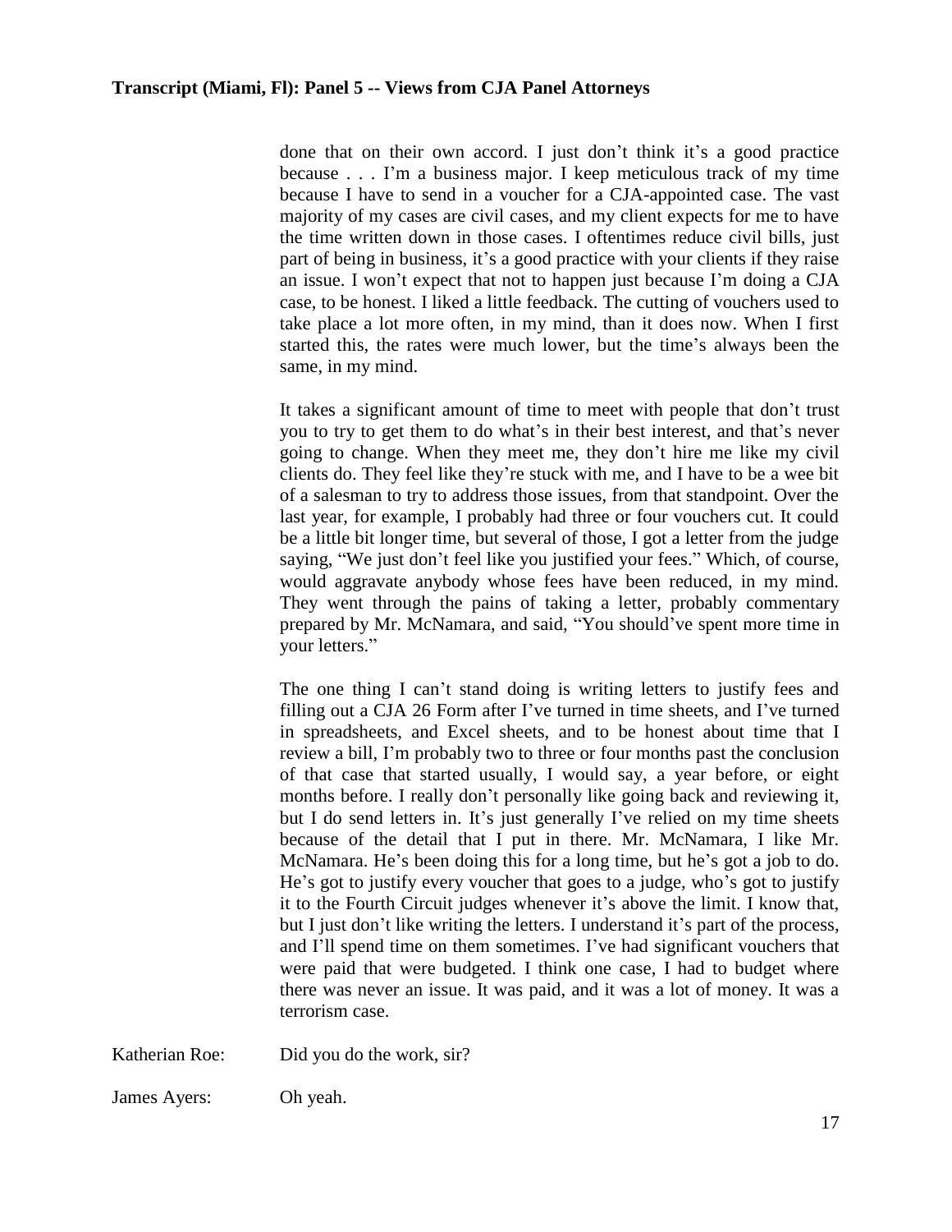done that on their own accord. I just don't think it's a good practice because . . . I'm a business major. I keep meticulous track of my time because I have to send in a voucher for a CJA-appointed case. The vast majority of my cases are civil cases, and my client expects for me to have the time written down in those cases. I oftentimes reduce civil bills, just part of being in business, it's a good practice with your clients if they raise an issue. I won't expect that not to happen just because I'm doing a CJA case, to be honest. I liked a little feedback. The cutting of vouchers used to take place a lot more often, in my mind, than it does now. When I first started this, the rates were much lower, but the time's always been the same, in my mind.

It takes a significant amount of time to meet with people that don't trust you to try to get them to do what's in their best interest, and that's never going to change. When they meet me, they don't hire me like my civil clients do. They feel like they're stuck with me, and I have to be a wee bit of a salesman to try to address those issues, from that standpoint. Over the last year, for example, I probably had three or four vouchers cut. It could be a little bit longer time, but several of those, I got a letter from the judge saying, "We just don't feel like you justified your fees." Which, of course, would aggravate anybody whose fees have been reduced, in my mind. They went through the pains of taking a letter, probably commentary prepared by Mr. McNamara, and said, "You should've spent more time in your letters."

The one thing I can't stand doing is writing letters to justify fees and filling out a CJA 26 Form after I've turned in time sheets, and I've turned in spreadsheets, and Excel sheets, and to be honest about time that I review a bill, I'm probably two to three or four months past the conclusion of that case that started usually, I would say, a year before, or eight months before. I really don't personally like going back and reviewing it, but I do send letters in. It's just generally I've relied on my time sheets because of the detail that I put in there. Mr. McNamara, I like Mr. McNamara. He's been doing this for a long time, but he's got a job to do. He's got to justify every voucher that goes to a judge, who's got to justify it to the Fourth Circuit judges whenever it's above the limit. I know that, but I just don't like writing the letters. I understand it's part of the process, and I'll spend time on them sometimes. I've had significant vouchers that were paid that were budgeted. I think one case, I had to budget where there was never an issue. It was paid, and it was a lot of money. It was a terrorism case.

Katherian Roe: Did you do the work, sir?

James Ayers: Oh yeah.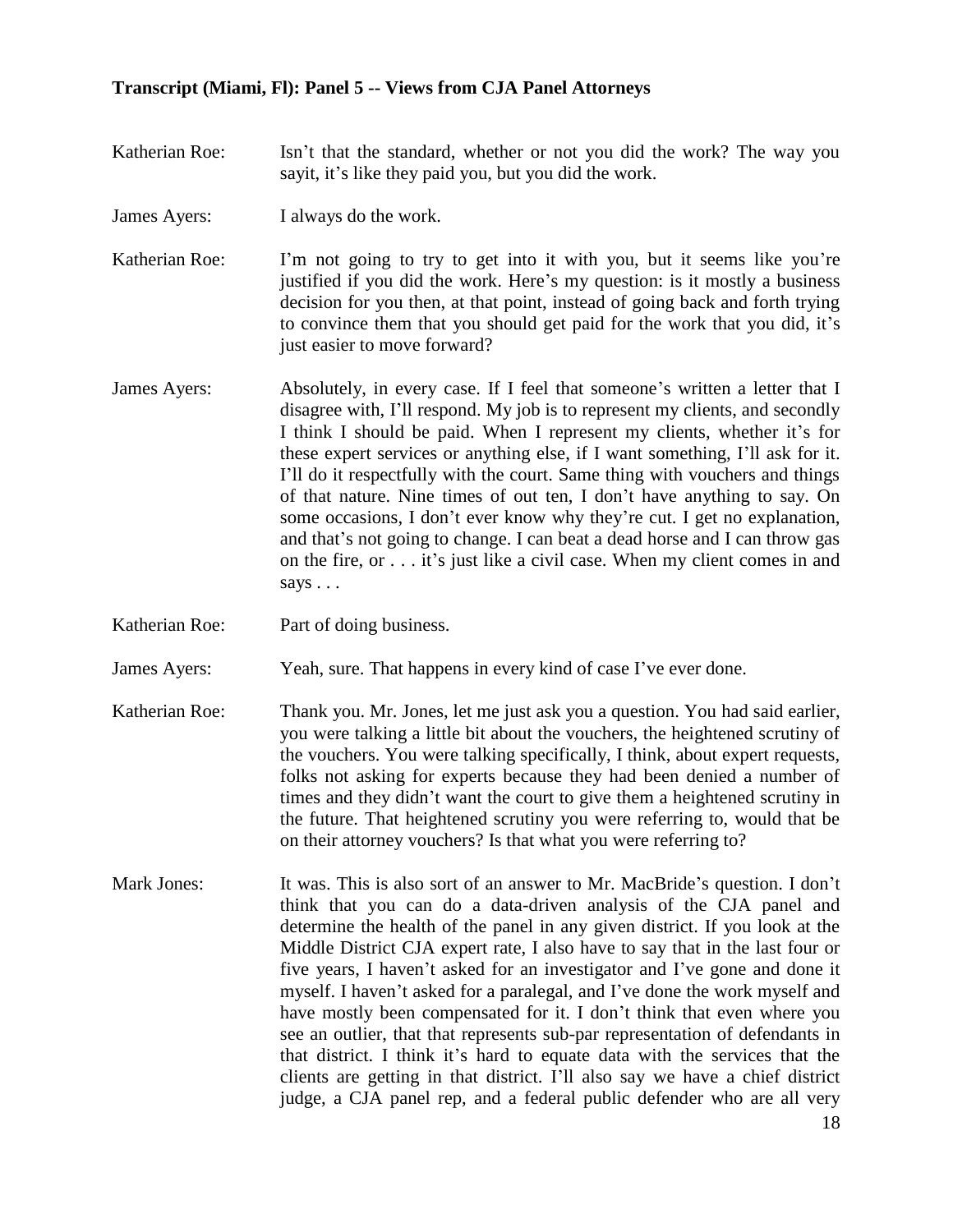**Transcript (Miami, Fl): Panel 5 -- Views from CJA Panel Attorneys**

Katherian Roe: Isn't that the standard, whether or not you did the work? The way you sayit, it's like they paid you, but you did the work.

James Ayers: I always do the work.

Katherian Roe: I'm not going to try to get into it with you, but it seems like you're justified if you did the work. Here's my question: is it mostly a business decision for you then, at that point, instead of going back and forth trying to convince them that you should get paid for the work that you did, it's just easier to move forward?

James Ayers: Absolutely, in every case. If I feel that someone's written a letter that I disagree with, I'll respond. My job is to represent my clients, and secondly I think I should be paid. When I represent my clients, whether it's for these expert services or anything else, if I want something, I'll ask for it. I'll do it respectfully with the court. Same thing with vouchers and things of that nature. Nine times of out ten, I don't have anything to say. On some occasions, I don't ever know why they're cut. I get no explanation, and that's not going to change. I can beat a dead horse and I can throw gas on the fire, or . . . it's just like a civil case. When my client comes in and says . . .

Katherian Roe: Part of doing business.

James Ayers: Yeah, sure. That happens in every kind of case I've ever done.

Katherian Roe: Thank you. Mr. Jones, let me just ask you a question. You had said earlier, you were talking a little bit about the vouchers, the heightened scrutiny of the vouchers. You were talking specifically, I think, about expert requests, folks not asking for experts because they had been denied a number of times and they didn't want the court to give them a heightened scrutiny in the future. That heightened scrutiny you were referring to, would that be on their attorney vouchers? Is that what you were referring to?

Mark Jones: It was. This is also sort of an answer to Mr. MacBride's question. I don't think that you can do a data-driven analysis of the CJA panel and determine the health of the panel in any given district. If you look at the Middle District CJA expert rate, I also have to say that in the last four or five years, I haven't asked for an investigator and I've gone and done it myself. I haven't asked for a paralegal, and I've done the work myself and have mostly been compensated for it. I don't think that even where you see an outlier, that that represents sub-par representation of defendants in that district. I think it's hard to equate data with the services that the clients are getting in that district. I'll also say we have a chief district judge, a CJA panel rep, and a federal public defender who are all very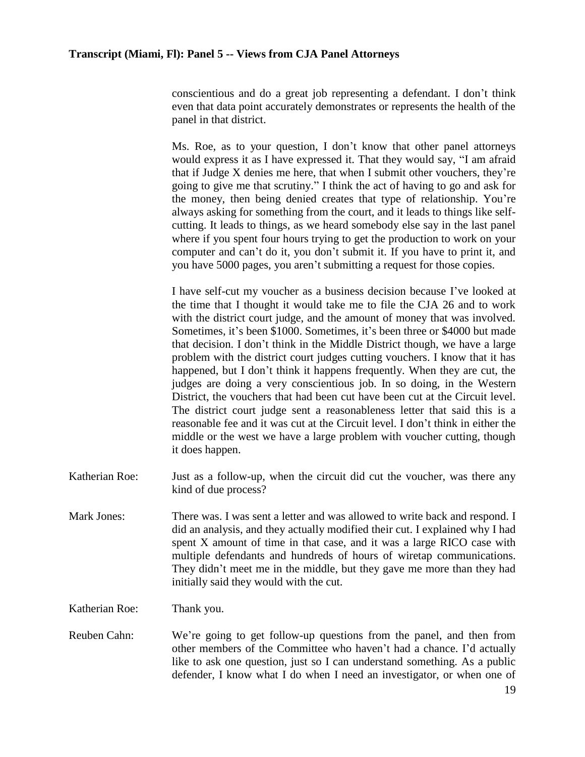conscientious and do a great job representing a defendant. I don't think even that data point accurately demonstrates or represents the health of the panel in that district.

Ms. Roe, as to your question, I don't know that other panel attorneys would express it as I have expressed it. That they would say, "I am afraid that if Judge X denies me here, that when I submit other vouchers, they're going to give me that scrutiny." I think the act of having to go and ask for the money, then being denied creates that type of relationship. You're always asking for something from the court, and it leads to things like self-cutting. It leads to things, as we heard somebody else say in the last panel where if you spent four hours trying to get the production to work on your computer and can't do it, you don't submit it. If you have to print it, and you have 5000 pages, you aren't submitting a request for those copies.

I have self-cut my voucher as a business decision because I've looked at the time that I thought it would take me to file the CJA 26 and to work with the district court judge, and the amount of money that was involved. Sometimes, it's been $1000. Sometimes, it's been three or $4000 but made that decision. I don't think in the Middle District though, we have a large problem with the district court judges cutting vouchers. I know that it has happened, but I don't think it happens frequently. When they are cut, the judges are doing a very conscientious job. In so doing, in the Western District, the vouchers that had been cut have been cut at the Circuit level. The district court judge sent a reasonableness letter that said this is a reasonable fee and it was cut at the Circuit level. I don't think in either the middle or the west we have a large problem with voucher cutting, though it does happen.

Katherian Roe: Just as a follow-up, when the circuit did cut the voucher, was there any kind of due process?

Mark Jones: There was. I was sent a letter and was allowed to write back and respond. I did an analysis, and they actually modified their cut. I explained why I had spent X amount of time in that case, and it was a large RICO case with multiple defendants and hundreds of hours of wiretap communications. They didn't meet me in the middle, but they gave me more than they had initially said they would with the cut.

Katherian Roe: Thank you.

Reuben Cahn: We're going to get follow-up questions from the panel, and then from other members of the Committee who haven't had a chance. I'd actually like to ask one question, just so I can understand something. As a public defender, I know what I do when I need an investigator, or when one of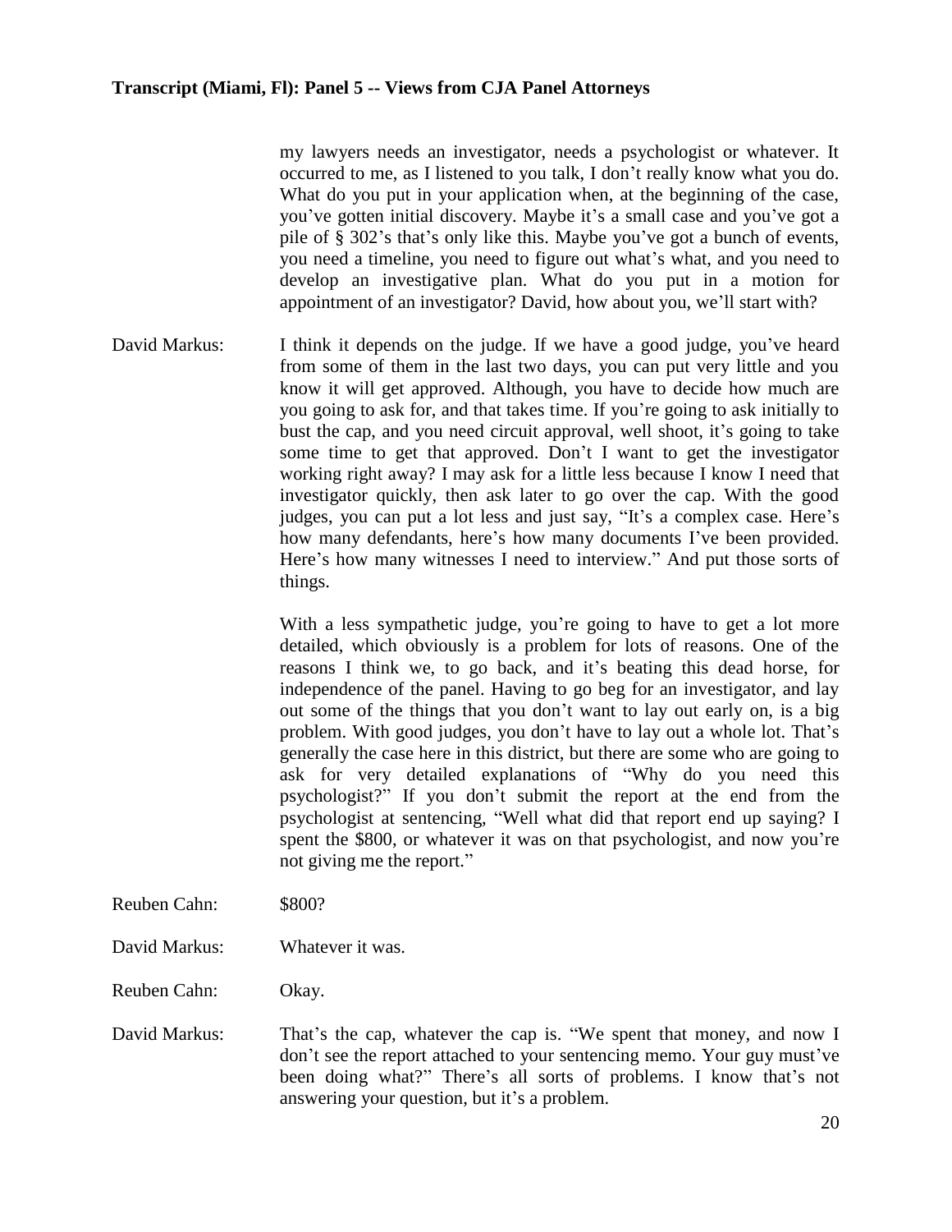my lawyers needs an investigator, needs a psychologist or whatever. It occurred to me, as I listened to you talk, I don't really know what you do. What do you put in your application when, at the beginning of the case, you've gotten initial discovery. Maybe it's a small case and you've got a pile of § 302's that's only like this. Maybe you've got a bunch of events, you need a timeline, you need to figure out what's what, and you need to develop an investigative plan. What do you put in a motion for appointment of an investigator? David, how about you, we'll start with?

David Markus: I think it depends on the judge. If we have a good judge, you've heard from some of them in the last two days, you can put very little and you know it will get approved. Although, you have to decide how much are you going to ask for, and that takes time. If you're going to ask initially to bust the cap, and you need circuit approval, well shoot, it's going to take some time to get that approved. Don't I want to get the investigator working right away? I may ask for a little less because I know I need that investigator quickly, then ask later to go over the cap. With the good judges, you can put a lot less and just say, "It's a complex case. Here's how many defendants, here's how many documents I've been provided. Here's how many witnesses I need to interview." And put those sorts of things.

With a less sympathetic judge, you're going to have to get a lot more detailed, which obviously is a problem for lots of reasons. One of the reasons I think we, to go back, and it's beating this dead horse, for independence of the panel. Having to go beg for an investigator, and lay out some of the things that you don't want to lay out early on, is a big problem. With good judges, you don't have to lay out a whole lot. That's generally the case here in this district, but there are some who are going to ask for very detailed explanations of "Why do you need this psychologist?" If you don't submit the report at the end from the psychologist at sentencing, "Well what did that report end up saying? I spent the $800, or whatever it was on that psychologist, and now you're not giving me the report."

Reuben Cahn: $800?

David Markus: Whatever it was.

Reuben Cahn: Okay.

David Markus: That's the cap, whatever the cap is. "We spent that money, and now I don't see the report attached to your sentencing memo. Your guy must've been doing what?" There's all sorts of problems. I know that's not answering your question, but it's a problem.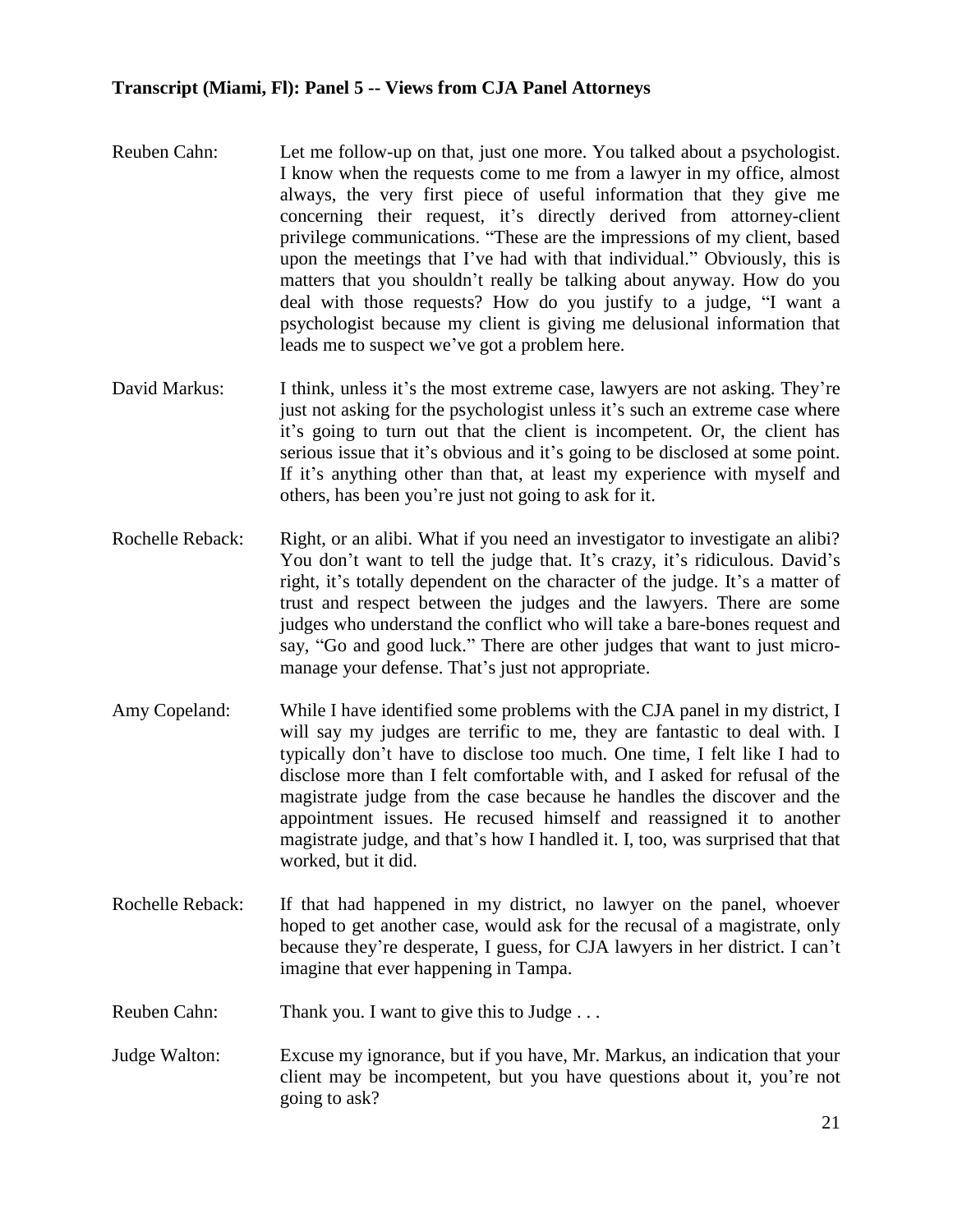**Transcript (Miami, Fl): Panel 5 -- Views from CJA Panel Attorneys**

Reuben Cahn: Let me follow-up on that, just one more. You talked about a psychologist. I know when the requests come to me from a lawyer in my office, almost always, the very first piece of useful information that they give me concerning their request, it's directly derived from attorney-client privilege communications. "These are the impressions of my client, based upon the meetings that I've had with that individual." Obviously, this is matters that you shouldn't really be talking about anyway. How do you deal with those requests? How do you justify to a judge, "I want a psychologist because my client is giving me delusional information that leads me to suspect we've got a problem here.

David Markus: I think, unless it's the most extreme case, lawyers are not asking. They're just not asking for the psychologist unless it's such an extreme case where it's going to turn out that the client is incompetent. Or, the client has serious issue that it's obvious and it's going to be disclosed at some point. If it's anything other than that, at least my experience with myself and others, has been you're just not going to ask for it.

Rochelle Reback: Right, or an alibi. What if you need an investigator to investigate an alibi? You don't want to tell the judge that. It's crazy, it's ridiculous. David's right, it's totally dependent on the character of the judge. It's a matter of trust and respect between the judges and the lawyers. There are some judges who understand the conflict who will take a bare-bones request and say, "Go and good luck." There are other judges that want to just micro-manage your defense. That's just not appropriate.

Amy Copeland: While I have identified some problems with the CJA panel in my district, I will say my judges are terrific to me, they are fantastic to deal with. I typically don't have to disclose too much. One time, I felt like I had to disclose more than I felt comfortable with, and I asked for refusal of the magistrate judge from the case because he handles the discover and the appointment issues. He recused himself and reassigned it to another magistrate judge, and that's how I handled it. I, too, was surprised that that worked, but it did.

Rochelle Reback: If that had happened in my district, no lawyer on the panel, whoever hoped to get another case, would ask for the recusal of a magistrate, only because they're desperate, I guess, for CJA lawyers in her district. I can't imagine that ever happening in Tampa.

Reuben Cahn: Thank you. I want to give this to Judge . . .

Judge Walton: Excuse my ignorance, but if you have, Mr. Markus, an indication that your client may be incompetent, but you have questions about it, you're not going to ask?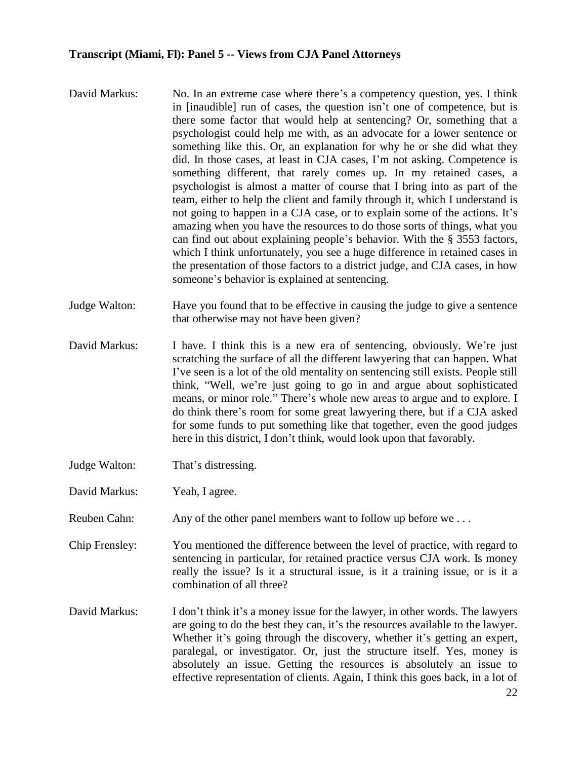**Transcript (Miami, Fl): Panel 5 -- Views from CJA Panel Attorneys**

David Markus: No. In an extreme case where there's a competency question, yes. I think in [inaudible] run of cases, the question isn't one of competence, but is there some factor that would help at sentencing? Or, something that a psychologist could help me with, as an advocate for a lower sentence or something like this. Or, an explanation for why he or she did what they did. In those cases, at least in CJA cases, I'm not asking. Competence is something different, that rarely comes up. In my retained cases, a psychologist is almost a matter of course that I bring into as part of the team, either to help the client and family through it, which I understand is not going to happen in a CJA case, or to explain some of the actions. It's amazing when you have the resources to do those sorts of things, what you can find out about explaining people's behavior. With the § 3553 factors, which I think unfortunately, you see a huge difference in retained cases in the presentation of those factors to a district judge, and CJA cases, in how someone's behavior is explained at sentencing.

Judge Walton: Have you found that to be effective in causing the judge to give a sentence that otherwise may not have been given?

David Markus: I have. I think this is a new era of sentencing, obviously. We're just scratching the surface of all the different lawyering that can happen. What I've seen is a lot of the old mentality on sentencing still exists. People still think, "Well, we're just going to go in and argue about sophisticated means, or minor role." There's whole new areas to argue and to explore. I do think there's room for some great lawyering there, but if a CJA asked for some funds to put something like that together, even the good judges here in this district, I don't think, would look upon that favorably.

Judge Walton: That's distressing.

David Markus: Yeah, I agree.

Reuben Cahn: Any of the other panel members want to follow up before we . . .

Chip Frensley: You mentioned the difference between the level of practice, with regard to sentencing in particular, for retained practice versus CJA work. Is money really the issue? Is it a structural issue, is it a training issue, or is it a combination of all three?

David Markus: I don't think it's a money issue for the lawyer, in other words. The lawyers are going to do the best they can, it's the resources available to the lawyer. Whether it's going through the discovery, whether it's getting an expert, paralegal, or investigator. Or, just the structure itself. Yes, money is absolutely an issue. Getting the resources is absolutely an issue to effective representation of clients. Again, I think this goes back, in a lot of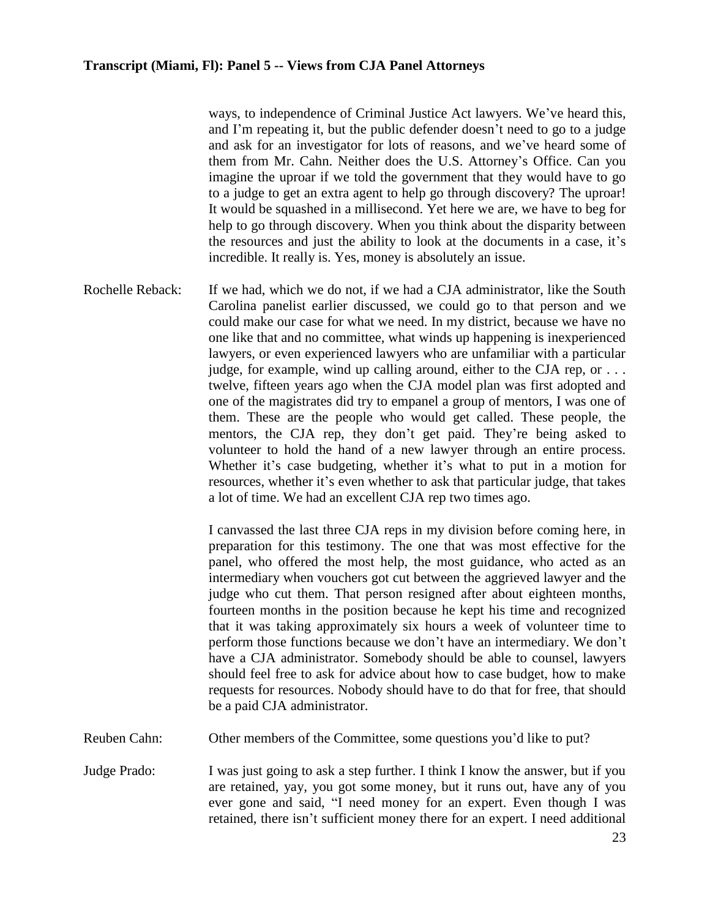ways, to independence of Criminal Justice Act lawyers. We've heard this, and I'm repeating it, but the public defender doesn't need to go to a judge and ask for an investigator for lots of reasons, and we've heard some of them from Mr. Cahn. Neither does the U.S. Attorney's Office. Can you imagine the uproar if we told the government that they would have to go to a judge to get an extra agent to help go through discovery? The uproar! It would be squashed in a millisecond. Yet here we are, we have to beg for help to go through discovery. When you think about the disparity between the resources and just the ability to look at the documents in a case, it's incredible. It really is. Yes, money is absolutely an issue.

Rochelle Reback: If we had, which we do not, if we had a CJA administrator, like the South Carolina panelist earlier discussed, we could go to that person and we could make our case for what we need. In my district, because we have no one like that and no committee, what winds up happening is inexperienced lawyers, or even experienced lawyers who are unfamiliar with a particular judge, for example, wind up calling around, either to the CJA rep, or . . . twelve, fifteen years ago when the CJA model plan was first adopted and one of the magistrates did try to empanel a group of mentors, I was one of them. These are the people who would get called. These people, the mentors, the CJA rep, they don't get paid. They're being asked to volunteer to hold the hand of a new lawyer through an entire process. Whether it's case budgeting, whether it's what to put in a motion for resources, whether it's even whether to ask that particular judge, that takes a lot of time. We had an excellent CJA rep two times ago.

I canvassed the last three CJA reps in my division before coming here, in preparation for this testimony. The one that was most effective for the panel, who offered the most help, the most guidance, who acted as an intermediary when vouchers got cut between the aggrieved lawyer and the judge who cut them. That person resigned after about eighteen months, fourteen months in the position because he kept his time and recognized that it was taking approximately six hours a week of volunteer time to perform those functions because we don't have an intermediary. We don't have a CJA administrator. Somebody should be able to counsel, lawyers should feel free to ask for advice about how to case budget, how to make requests for resources. Nobody should have to do that for free, that should be a paid CJA administrator.

Reuben Cahn: Other members of the Committee, some questions you'd like to put?

Judge Prado: I was just going to ask a step further. I think I know the answer, but if you are retained, yay, you got some money, but it runs out, have any of you ever gone and said, "I need money for an expert. Even though I was retained, there isn't sufficient money there for an expert. I need additional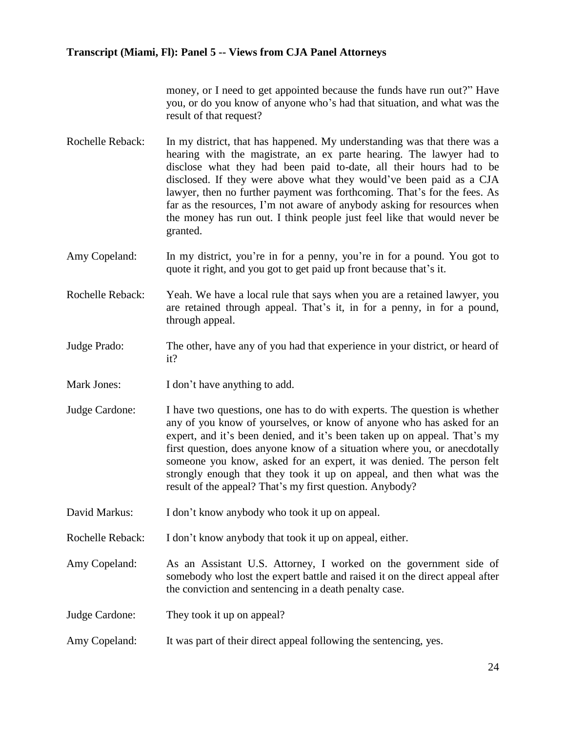money, or I need to get appointed because the funds have run out?" Have you, or do you know of anyone who's had that situation, and what was the result of that request?

**Rochelle Reback:** In my district, that has happened. My understanding was that there was a hearing with the magistrate, an ex parte hearing. The lawyer had to disclose what they had been paid to-date, all their hours had to be disclosed. If they were above what they would've been paid as a CJA lawyer, then no further payment was forthcoming. That's for the fees. As far as the resources, I'm not aware of anybody asking for resources when the money has run out. I think people just feel like that would never be granted.

**Amy Copeland:** In my district, you're in for a penny, you're in for a pound. You got to quote it right, and you got to get paid up front because that's it.

**Rochelle Reback:** Yeah. We have a local rule that says when you are a retained lawyer, you are retained through appeal. That's it, in for a penny, in for a pound, through appeal.

**Judge Prado:** The other, have any of you had that experience in your district, or heard of it?

**Mark Jones:** I don't have anything to add.

**Judge Cardone:** I have two questions, one has to do with experts. The question is whether any of you know of yourselves, or know of anyone who has asked for an expert, and it's been denied, and it's been taken up on appeal. That's my first question, does anyone know of a situation where you, or anecdotally someone you know, asked for an expert, it was denied. The person felt strongly enough that they took it up on appeal, and then what was the result of the appeal? That's my first question. Anybody?

**David Markus:** I don't know anybody who took it up on appeal.

**Rochelle Reback:** I don't know anybody that took it up on appeal, either.

**Amy Copeland:** As an Assistant U.S. Attorney, I worked on the government side of somebody who lost the expert battle and raised it on the direct appeal after the conviction and sentencing in a death penalty case.

**Judge Cardone:** They took it up on appeal?

**Amy Copeland:** It was part of their direct appeal following the sentencing, yes.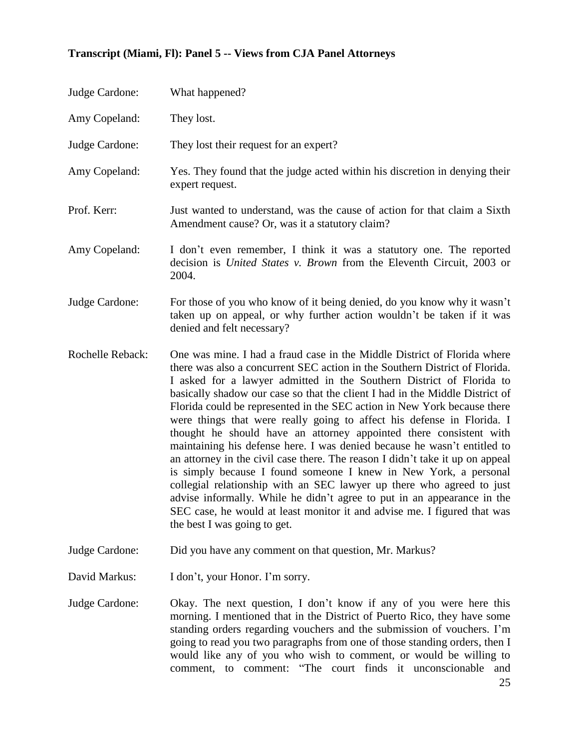**Transcript (Miami, Fl): Panel 5 -- Views from CJA Panel Attorneys**

Judge Cardone: What happened?

Amy Copeland: They lost.

Judge Cardone: They lost their request for an expert?

Amy Copeland: Yes. They found that the judge acted within his discretion in denying their expert request.

Prof. Kerr: Just wanted to understand, was the cause of action for that claim a Sixth Amendment cause? Or, was it a statutory claim?

Amy Copeland: I don't even remember, I think it was a statutory one. The reported decision is *United States v. Brown* from the Eleventh Circuit, 2003 or 2004.

Judge Cardone: For those of you who know of it being denied, do you know why it wasn't taken up on appeal, or why further action wouldn't be taken if it was denied and felt necessary?

Rochelle Reback: One was mine. I had a fraud case in the Middle District of Florida where there was also a concurrent SEC action in the Southern District of Florida. I asked for a lawyer admitted in the Southern District of Florida to basically shadow our case so that the client I had in the Middle District of Florida could be represented in the SEC action in New York because there were things that were really going to affect his defense in Florida. I thought he should have an attorney appointed there consistent with maintaining his defense here. I was denied because he wasn't entitled to an attorney in the civil case there. The reason I didn't take it up on appeal is simply because I found someone I knew in New York, a personal collegial relationship with an SEC lawyer up there who agreed to just advise informally. While he didn't agree to put in an appearance in the SEC case, he would at least monitor it and advise me. I figured that was the best I was going to get.

Judge Cardone: Did you have any comment on that question, Mr. Markus?

David Markus: I don't, your Honor. I'm sorry.

Judge Cardone: Okay. The next question, I don't know if any of you were here this morning. I mentioned that in the District of Puerto Rico, they have some standing orders regarding vouchers and the submission of vouchers. I'm going to read you two paragraphs from one of those standing orders, then I would like any of you who wish to comment, or would be willing to comment, to comment: "The court finds it unconscionable and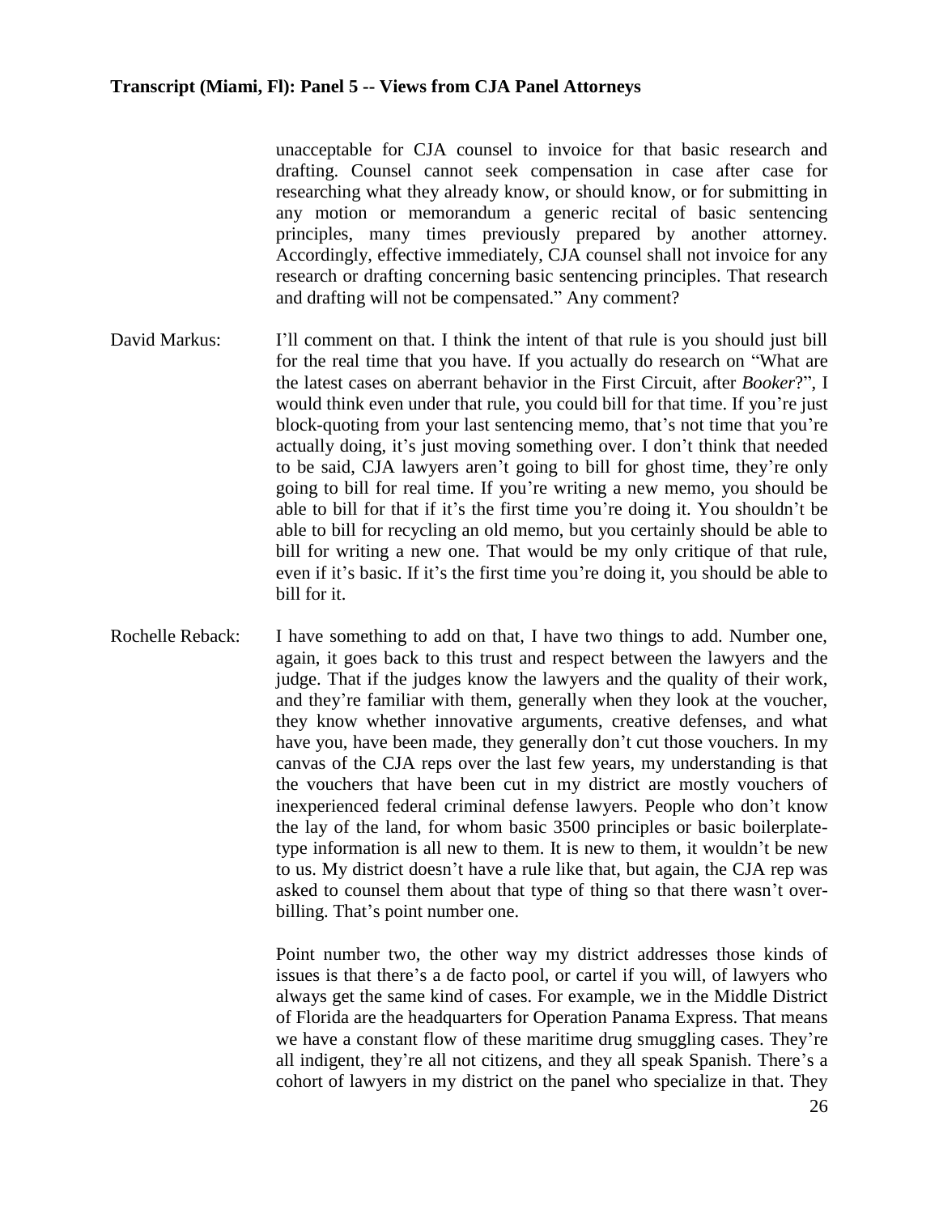unacceptable for CJA counsel to invoice for that basic research and drafting. Counsel cannot seek compensation in case after case for researching what they already know, or should know, or for submitting in any motion or memorandum a generic recital of basic sentencing principles, many times previously prepared by another attorney. Accordingly, effective immediately, CJA counsel shall not invoice for any research or drafting concerning basic sentencing principles. That research and drafting will not be compensated." Any comment?

David Markus: I'll comment on that. I think the intent of that rule is you should just bill for the real time that you have. If you actually do research on "What are the latest cases on aberrant behavior in the First Circuit, after *Booker*?", I would think even under that rule, you could bill for that time. If you're just block-quoting from your last sentencing memo, that's not time that you're actually doing, it's just moving something over. I don't think that needed to be said, CJA lawyers aren't going to bill for ghost time, they're only going to bill for real time. If you're writing a new memo, you should be able to bill for that if it's the first time you're doing it. You shouldn't be able to bill for recycling an old memo, but you certainly should be able to bill for writing a new one. That would be my only critique of that rule, even if it's basic. If it's the first time you're doing it, you should be able to bill for it.

Rochelle Reback: I have something to add on that, I have two things to add. Number one, again, it goes back to this trust and respect between the lawyers and the judge. That if the judges know the lawyers and the quality of their work, and they're familiar with them, generally when they look at the voucher, they know whether innovative arguments, creative defenses, and what have you, have been made, they generally don't cut those vouchers. In my canvas of the CJA reps over the last few years, my understanding is that the vouchers that have been cut in my district are mostly vouchers of inexperienced federal criminal defense lawyers. People who don't know the lay of the land, for whom basic 3500 principles or basic boilerplate-type information is all new to them. It is new to them, it wouldn't be new to us. My district doesn't have a rule like that, but again, the CJA rep was asked to counsel them about that type of thing so that there wasn't over-billing. That's point number one.

Point number two, the other way my district addresses those kinds of issues is that there's a de facto pool, or cartel if you will, of lawyers who always get the same kind of cases. For example, we in the Middle District of Florida are the headquarters for Operation Panama Express. That means we have a constant flow of these maritime drug smuggling cases. They're all indigent, they're all not citizens, and they all speak Spanish. There's a cohort of lawyers in my district on the panel who specialize in that. They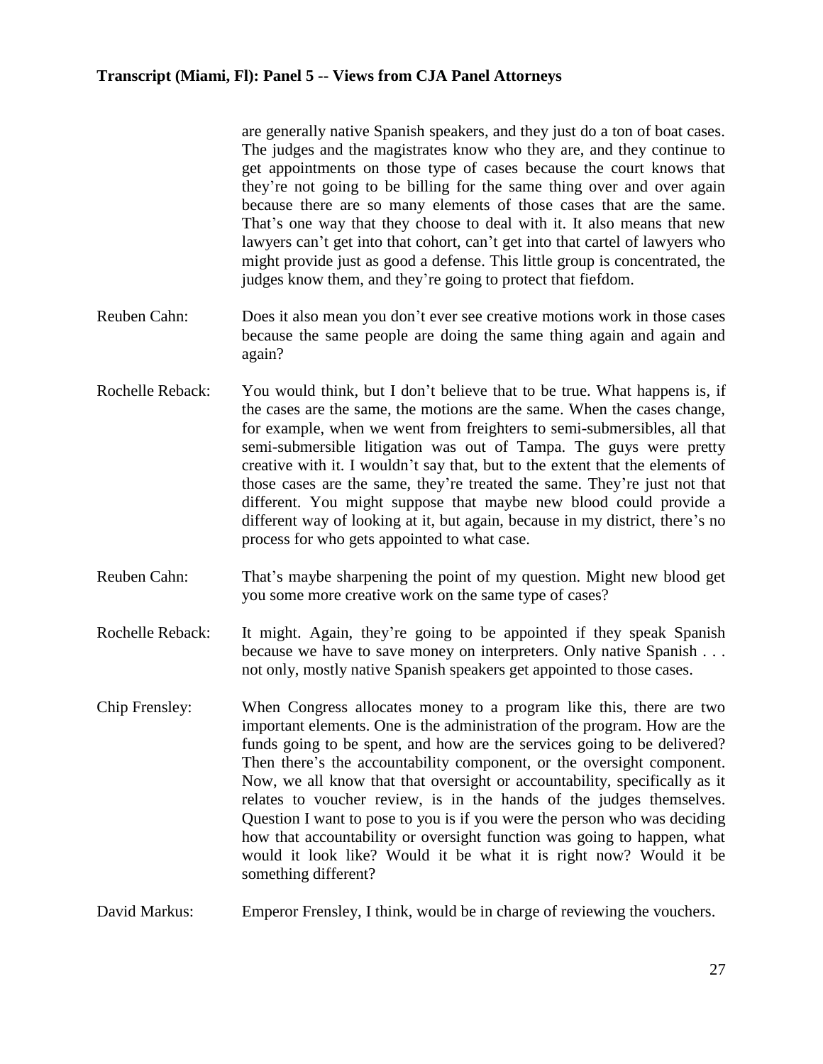are generally native Spanish speakers, and they just do a ton of boat cases. The judges and the magistrates know who they are, and they continue to get appointments on those type of cases because the court knows that they're not going to be billing for the same thing over and over again because there are so many elements of those cases that are the same. That's one way that they choose to deal with it. It also means that new lawyers can't get into that cohort, can't get into that cartel of lawyers who might provide just as good a defense. This little group is concentrated, the judges know them, and they're going to protect that fiefdom.

Reuben Cahn: Does it also mean you don't ever see creative motions work in those cases because the same people are doing the same thing again and again and again?

Rochelle Reback: You would think, but I don't believe that to be true. What happens is, if the cases are the same, the motions are the same. When the cases change, for example, when we went from freighters to semi-submersibles, all that semi-submersible litigation was out of Tampa. The guys were pretty creative with it. I wouldn't say that, but to the extent that the elements of those cases are the same, they're treated the same. They're just not that different. You might suppose that maybe new blood could provide a different way of looking at it, but again, because in my district, there's no process for who gets appointed to what case.

Reuben Cahn: That's maybe sharpening the point of my question. Might new blood get you some more creative work on the same type of cases?

Rochelle Reback: It might. Again, they're going to be appointed if they speak Spanish because we have to save money on interpreters. Only native Spanish . . . not only, mostly native Spanish speakers get appointed to those cases.

Chip Frensley: When Congress allocates money to a program like this, there are two important elements. One is the administration of the program. How are the funds going to be spent, and how are the services going to be delivered? Then there's the accountability component, or the oversight component. Now, we all know that that oversight or accountability, specifically as it relates to voucher review, is in the hands of the judges themselves. Question I want to pose to you is if you were the person who was deciding how that accountability or oversight function was going to happen, what would it look like? Would it be what it is right now? Would it be something different?

David Markus: Emperor Frensley, I think, would be in charge of reviewing the vouchers.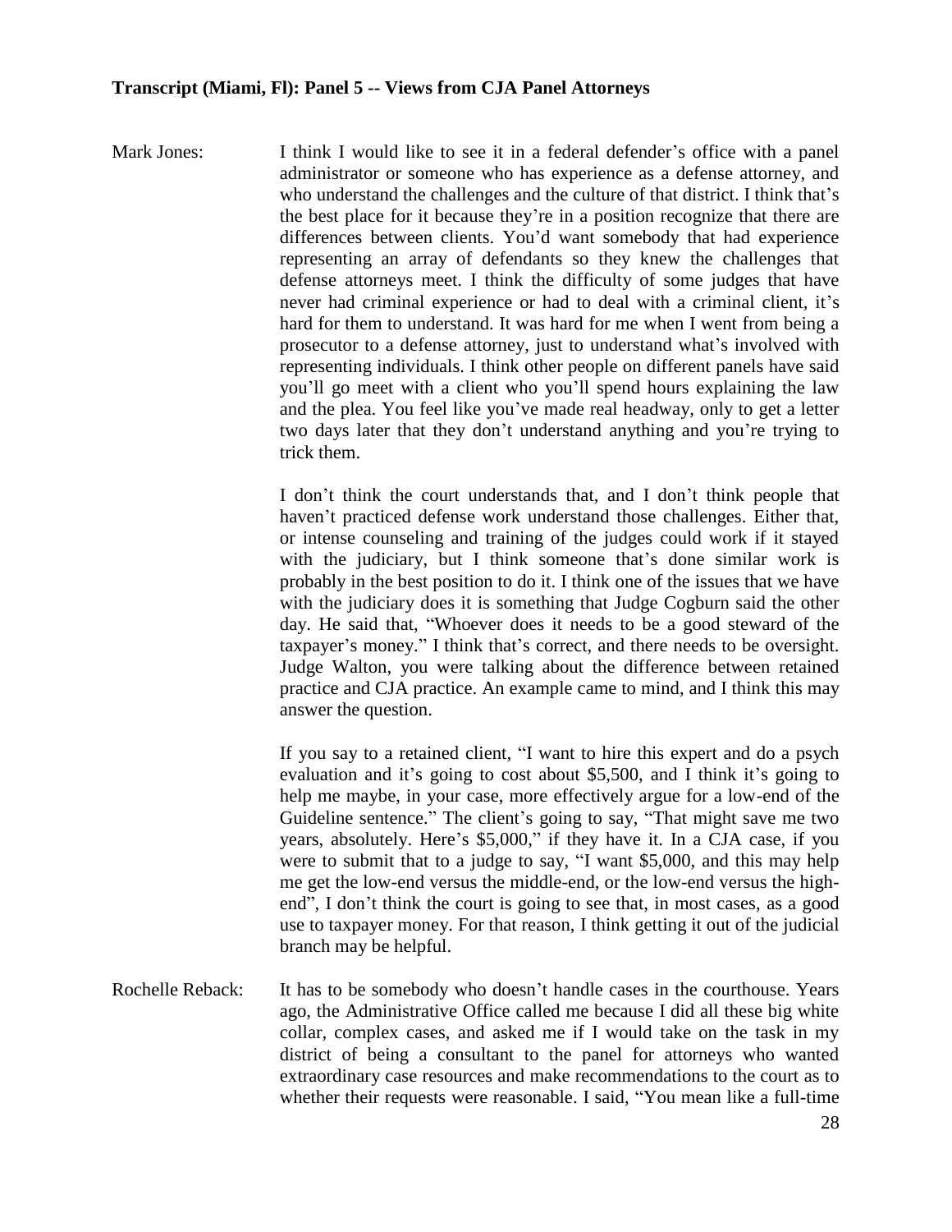**Transcript (Miami, Fl): Panel 5 -- Views from CJA Panel Attorneys**

Mark Jones: I think I would like to see it in a federal defender's office with a panel administrator or someone who has experience as a defense attorney, and who understand the challenges and the culture of that district. I think that's the best place for it because they're in a position recognize that there are differences between clients. You'd want somebody that had experience representing an array of defendants so they knew the challenges that defense attorneys meet. I think the difficulty of some judges that have never had criminal experience or had to deal with a criminal client, it's hard for them to understand. It was hard for me when I went from being a prosecutor to a defense attorney, just to understand what's involved with representing individuals. I think other people on different panels have said you'll go meet with a client who you'll spend hours explaining the law and the plea. You feel like you've made real headway, only to get a letter two days later that they don't understand anything and you're trying to trick them.

I don't think the court understands that, and I don't think people that haven't practiced defense work understand those challenges. Either that, or intense counseling and training of the judges could work if it stayed with the judiciary, but I think someone that's done similar work is probably in the best position to do it. I think one of the issues that we have with the judiciary does it is something that Judge Cogburn said the other day. He said that, "Whoever does it needs to be a good steward of the taxpayer's money." I think that's correct, and there needs to be oversight. Judge Walton, you were talking about the difference between retained practice and CJA practice. An example came to mind, and I think this may answer the question.

If you say to a retained client, "I want to hire this expert and do a psych evaluation and it's going to cost about $5,500, and I think it's going to help me maybe, in your case, more effectively argue for a low-end of the Guideline sentence." The client's going to say, "That might save me two years, absolutely. Here's $5,000," if they have it. In a CJA case, if you were to submit that to a judge to say, "I want $5,000, and this may help me get the low-end versus the middle-end, or the low-end versus the high-end", I don't think the court is going to see that, in most cases, as a good use to taxpayer money. For that reason, I think getting it out of the judicial branch may be helpful.

Rochelle Reback: It has to be somebody who doesn't handle cases in the courthouse. Years ago, the Administrative Office called me because I did all these big white collar, complex cases, and asked me if I would take on the task in my district of being a consultant to the panel for attorneys who wanted extraordinary case resources and make recommendations to the court as to whether their requests were reasonable. I said, "You mean like a full-time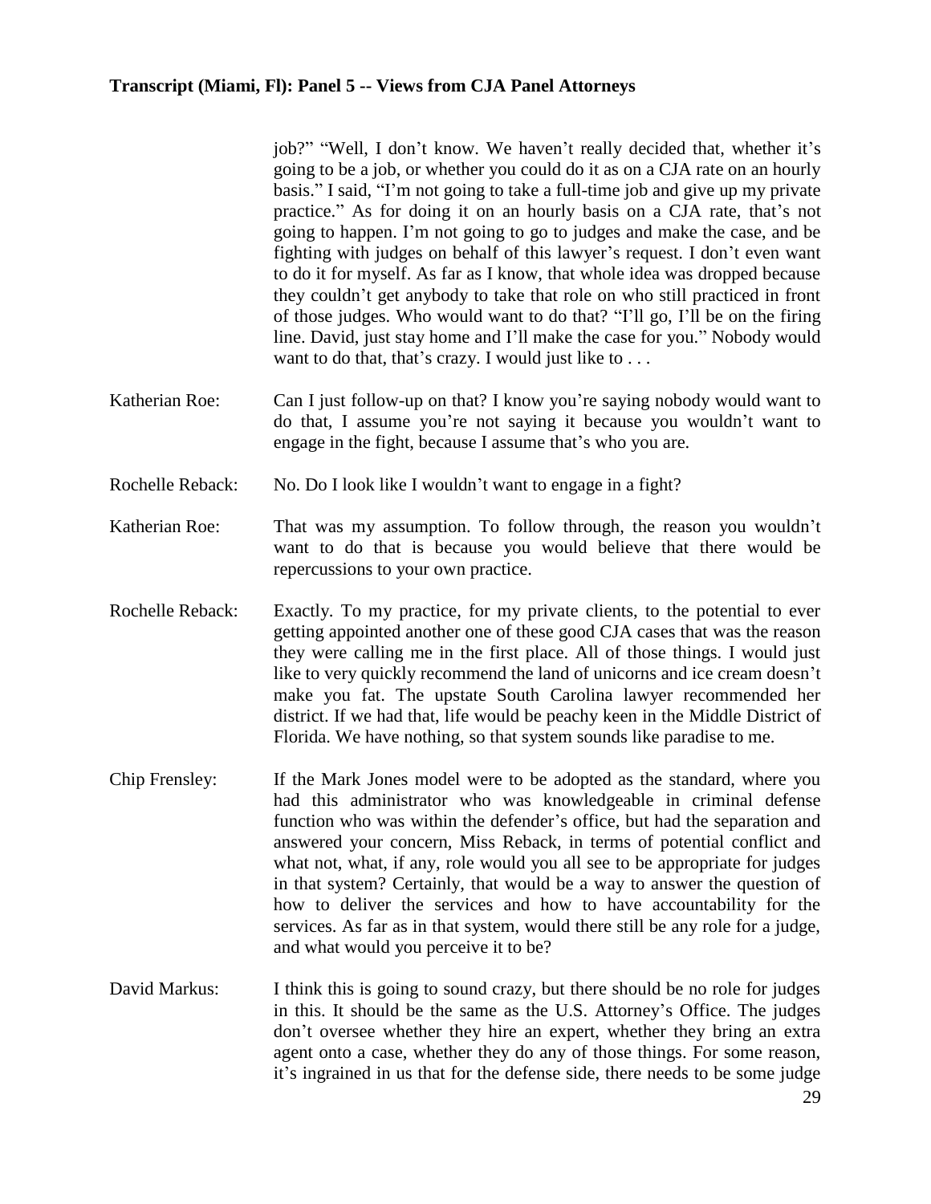job?" "Well, I don't know. We haven't really decided that, whether it's going to be a job, or whether you could do it as on a CJA rate on an hourly basis." I said, "I'm not going to take a full-time job and give up my private practice." As for doing it on an hourly basis on a CJA rate, that's not going to happen. I'm not going to go to judges and make the case, and be fighting with judges on behalf of this lawyer's request. I don't even want to do it for myself. As far as I know, that whole idea was dropped because they couldn't get anybody to take that role on who still practiced in front of those judges. Who would want to do that? "I'll go, I'll be on the firing line. David, just stay home and I'll make the case for you." Nobody would want to do that, that's crazy. I would just like to . . .

Katherian Roe: Can I just follow-up on that? I know you're saying nobody would want to do that, I assume you're not saying it because you wouldn't want to engage in the fight, because I assume that's who you are.

Rochelle Reback: No. Do I look like I wouldn't want to engage in a fight?

Katherian Roe: That was my assumption. To follow through, the reason you wouldn't want to do that is because you would believe that there would be repercussions to your own practice.

Rochelle Reback: Exactly. To my practice, for my private clients, to the potential to ever getting appointed another one of these good CJA cases that was the reason they were calling me in the first place. All of those things. I would just like to very quickly recommend the land of unicorns and ice cream doesn't make you fat. The upstate South Carolina lawyer recommended her district. If we had that, life would be peachy keen in the Middle District of Florida. We have nothing, so that system sounds like paradise to me.

Chip Frensley: If the Mark Jones model were to be adopted as the standard, where you had this administrator who was knowledgeable in criminal defense function who was within the defender's office, but had the separation and answered your concern, Miss Reback, in terms of potential conflict and what not, what, if any, role would you all see to be appropriate for judges in that system? Certainly, that would be a way to answer the question of how to deliver the services and how to have accountability for the services. As far as in that system, would there still be any role for a judge, and what would you perceive it to be?

David Markus: I think this is going to sound crazy, but there should be no role for judges in this. It should be the same as the U.S. Attorney's Office. The judges don't oversee whether they hire an expert, whether they bring an extra agent onto a case, whether they do any of those things. For some reason, it's ingrained in us that for the defense side, there needs to be some judge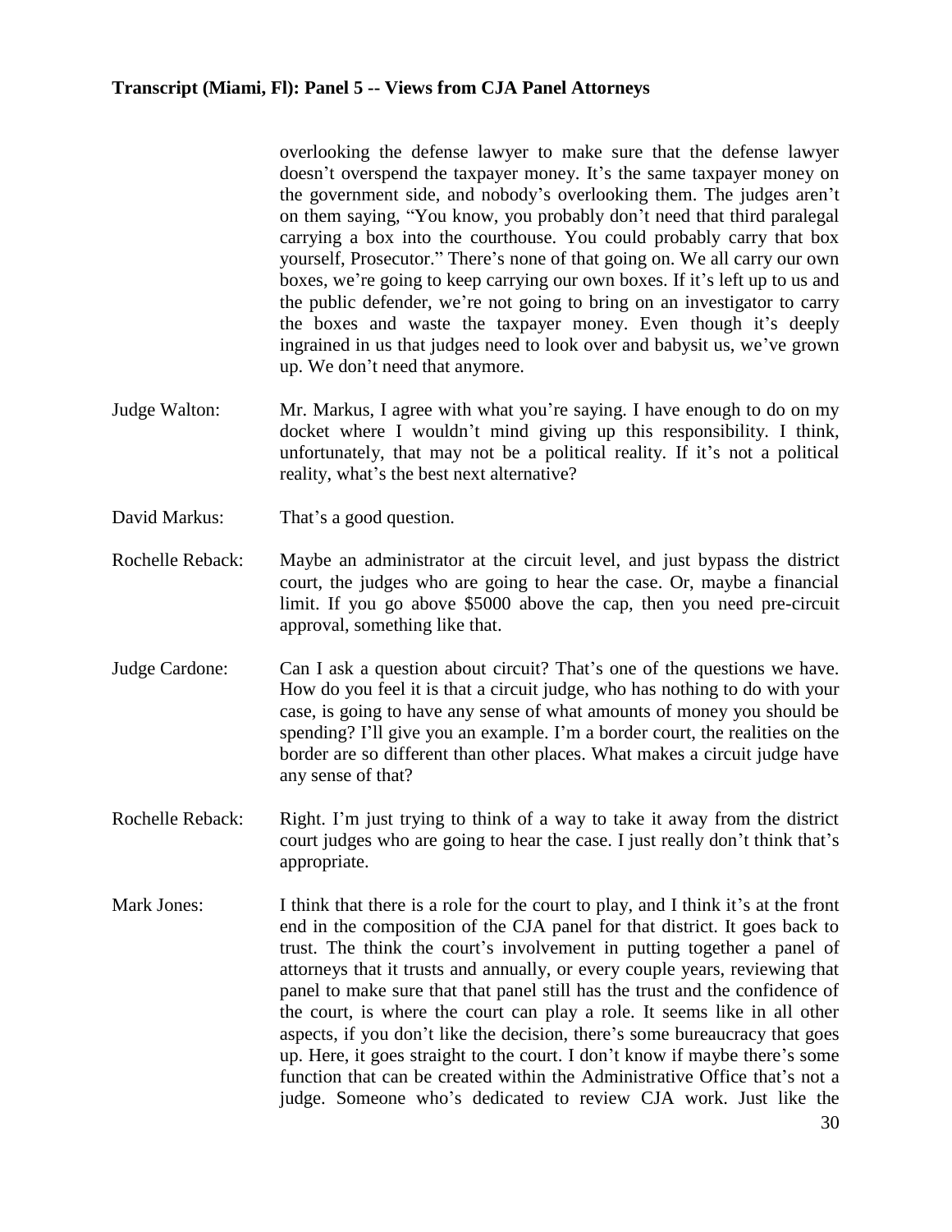overlooking the defense lawyer to make sure that the defense lawyer doesn't overspend the taxpayer money. It's the same taxpayer money on the government side, and nobody's overlooking them. The judges aren't on them saying, "You know, you probably don't need that third paralegal carrying a box into the courthouse. You could probably carry that box yourself, Prosecutor." There's none of that going on. We all carry our own boxes, we're going to keep carrying our own boxes. If it's left up to us and the public defender, we're not going to bring on an investigator to carry the boxes and waste the taxpayer money. Even though it's deeply ingrained in us that judges need to look over and babysit us, we've grown up. We don't need that anymore.

Judge Walton: Mr. Markus, I agree with what you're saying. I have enough to do on my docket where I wouldn't mind giving up this responsibility. I think, unfortunately, that may not be a political reality. If it's not a political reality, what's the best next alternative?

David Markus: That's a good question.

Rochelle Reback: Maybe an administrator at the circuit level, and just bypass the district court, the judges who are going to hear the case. Or, maybe a financial limit. If you go above $5000 above the cap, then you need pre-circuit approval, something like that.

Judge Cardone: Can I ask a question about circuit? That's one of the questions we have. How do you feel it is that a circuit judge, who has nothing to do with your case, is going to have any sense of what amounts of money you should be spending? I'll give you an example. I'm a border court, the realities on the border are so different than other places. What makes a circuit judge have any sense of that?

Rochelle Reback: Right. I'm just trying to think of a way to take it away from the district court judges who are going to hear the case. I just really don't think that's appropriate.

Mark Jones: I think that there is a role for the court to play, and I think it's at the front end in the composition of the CJA panel for that district. It goes back to trust. The think the court's involvement in putting together a panel of attorneys that it trusts and annually, or every couple years, reviewing that panel to make sure that that panel still has the trust and the confidence of the court, is where the court can play a role. It seems like in all other aspects, if you don't like the decision, there's some bureaucracy that goes up. Here, it goes straight to the court. I don't know if maybe there's some function that can be created within the Administrative Office that's not a judge. Someone who's dedicated to review CJA work. Just like the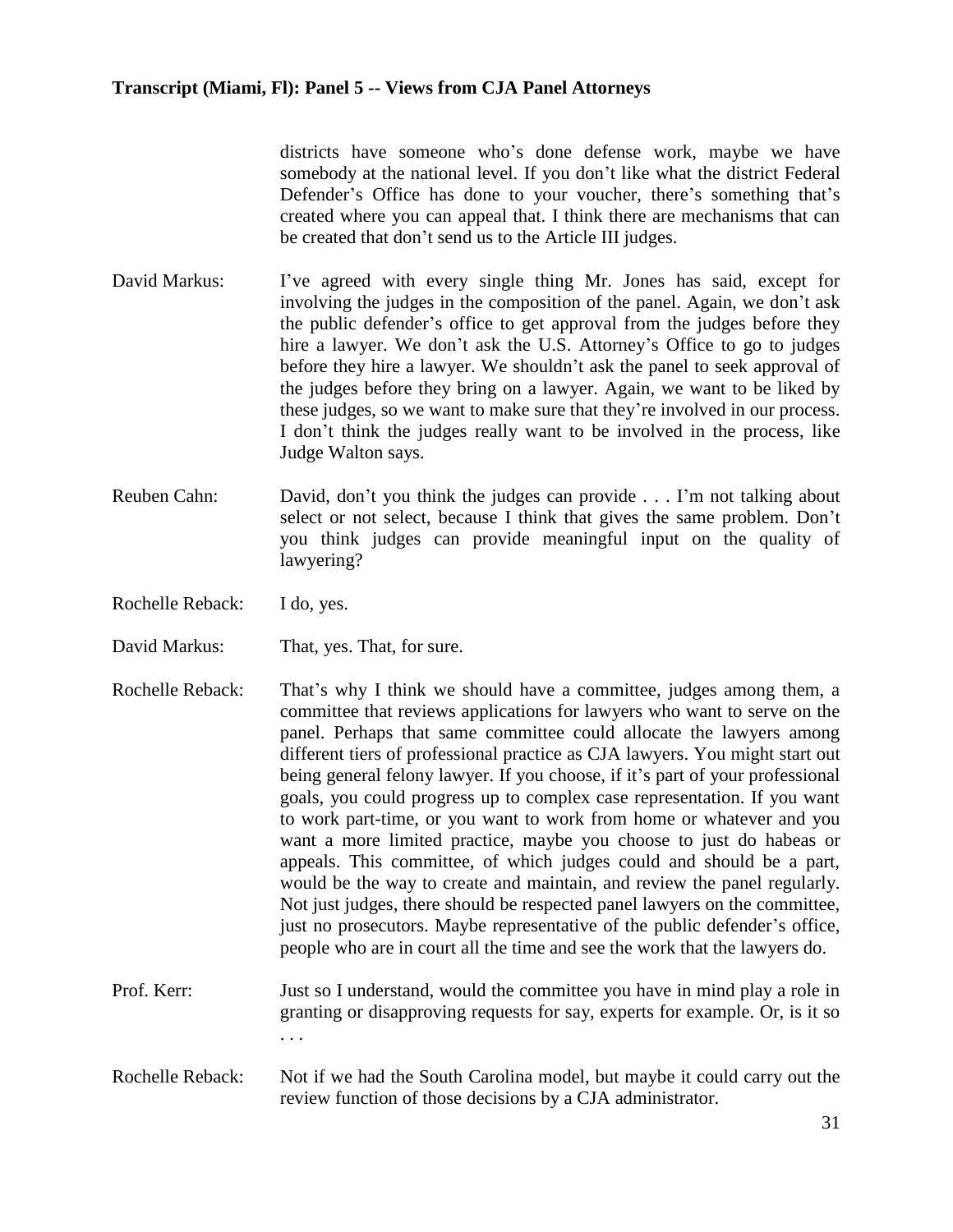districts have someone who's done defense work, maybe we have somebody at the national level. If you don't like what the district Federal Defender's Office has done to your voucher, there's something that's created where you can appeal that. I think there are mechanisms that can be created that don't send us to the Article III judges.

David Markus: I've agreed with every single thing Mr. Jones has said, except for involving the judges in the composition of the panel. Again, we don't ask the public defender's office to get approval from the judges before they hire a lawyer. We don't ask the U.S. Attorney's Office to go to judges before they hire a lawyer. We shouldn't ask the panel to seek approval of the judges before they bring on a lawyer. Again, we want to be liked by these judges, so we want to make sure that they're involved in our process. I don't think the judges really want to be involved in the process, like Judge Walton says.

Reuben Cahn: David, don't you think the judges can provide . . . I'm not talking about select or not select, because I think that gives the same problem. Don't you think judges can provide meaningful input on the quality of lawyering?

Rochelle Reback: I do, yes.

David Markus: That, yes. That, for sure.

Rochelle Reback: That's why I think we should have a committee, judges among them, a committee that reviews applications for lawyers who want to serve on the panel. Perhaps that same committee could allocate the lawyers among different tiers of professional practice as CJA lawyers. You might start out being general felony lawyer. If you choose, if it's part of your professional goals, you could progress up to complex case representation. If you want to work part-time, or you want to work from home or whatever and you want a more limited practice, maybe you choose to just do habeas or appeals. This committee, of which judges could and should be a part, would be the way to create and maintain, and review the panel regularly. Not just judges, there should be respected panel lawyers on the committee, just no prosecutors. Maybe representative of the public defender's office, people who are in court all the time and see the work that the lawyers do.

Prof. Kerr: Just so I understand, would the committee you have in mind play a role in granting or disapproving requests for say, experts for example. Or, is it so . . .

Rochelle Reback: Not if we had the South Carolina model, but maybe it could carry out the review function of those decisions by a CJA administrator.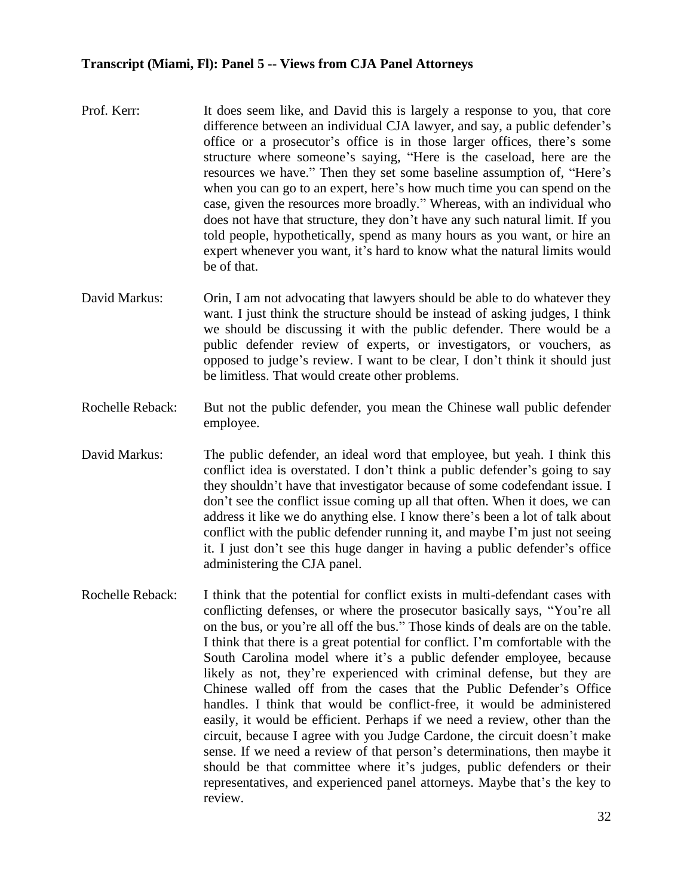**Transcript (Miami, Fl): Panel 5 -- Views from CJA Panel Attorneys**

Prof. Kerr: It does seem like, and David this is largely a response to you, that core difference between an individual CJA lawyer, and say, a public defender's office or a prosecutor's office is in those larger offices, there's some structure where someone's saying, "Here is the caseload, here are the resources we have." Then they set some baseline assumption of, "Here's when you can go to an expert, here's how much time you can spend on the case, given the resources more broadly." Whereas, with an individual who does not have that structure, they don't have any such natural limit. If you told people, hypothetically, spend as many hours as you want, or hire an expert whenever you want, it's hard to know what the natural limits would be of that.

David Markus: Orin, I am not advocating that lawyers should be able to do whatever they want. I just think the structure should be instead of asking judges, I think we should be discussing it with the public defender. There would be a public defender review of experts, or investigators, or vouchers, as opposed to judge's review. I want to be clear, I don't think it should just be limitless. That would create other problems.

Rochelle Reback: But not the public defender, you mean the Chinese wall public defender employee.

David Markus: The public defender, an ideal word that employee, but yeah. I think this conflict idea is overstated. I don't think a public defender's going to say they shouldn't have that investigator because of some codefendant issue. I don't see the conflict issue coming up all that often. When it does, we can address it like we do anything else. I know there's been a lot of talk about conflict with the public defender running it, and maybe I'm just not seeing it. I just don't see this huge danger in having a public defender's office administering the CJA panel.

Rochelle Reback: I think that the potential for conflict exists in multi-defendant cases with conflicting defenses, or where the prosecutor basically says, "You're all on the bus, or you're all off the bus." Those kinds of deals are on the table. I think that there is a great potential for conflict. I'm comfortable with the South Carolina model where it's a public defender employee, because likely as not, they're experienced with criminal defense, but they are Chinese walled off from the cases that the Public Defender's Office handles. I think that would be conflict-free, it would be administered easily, it would be efficient. Perhaps if we need a review, other than the circuit, because I agree with you Judge Cardone, the circuit doesn't make sense. If we need a review of that person's determinations, then maybe it should be that committee where it's judges, public defenders or their representatives, and experienced panel attorneys. Maybe that's the key to review.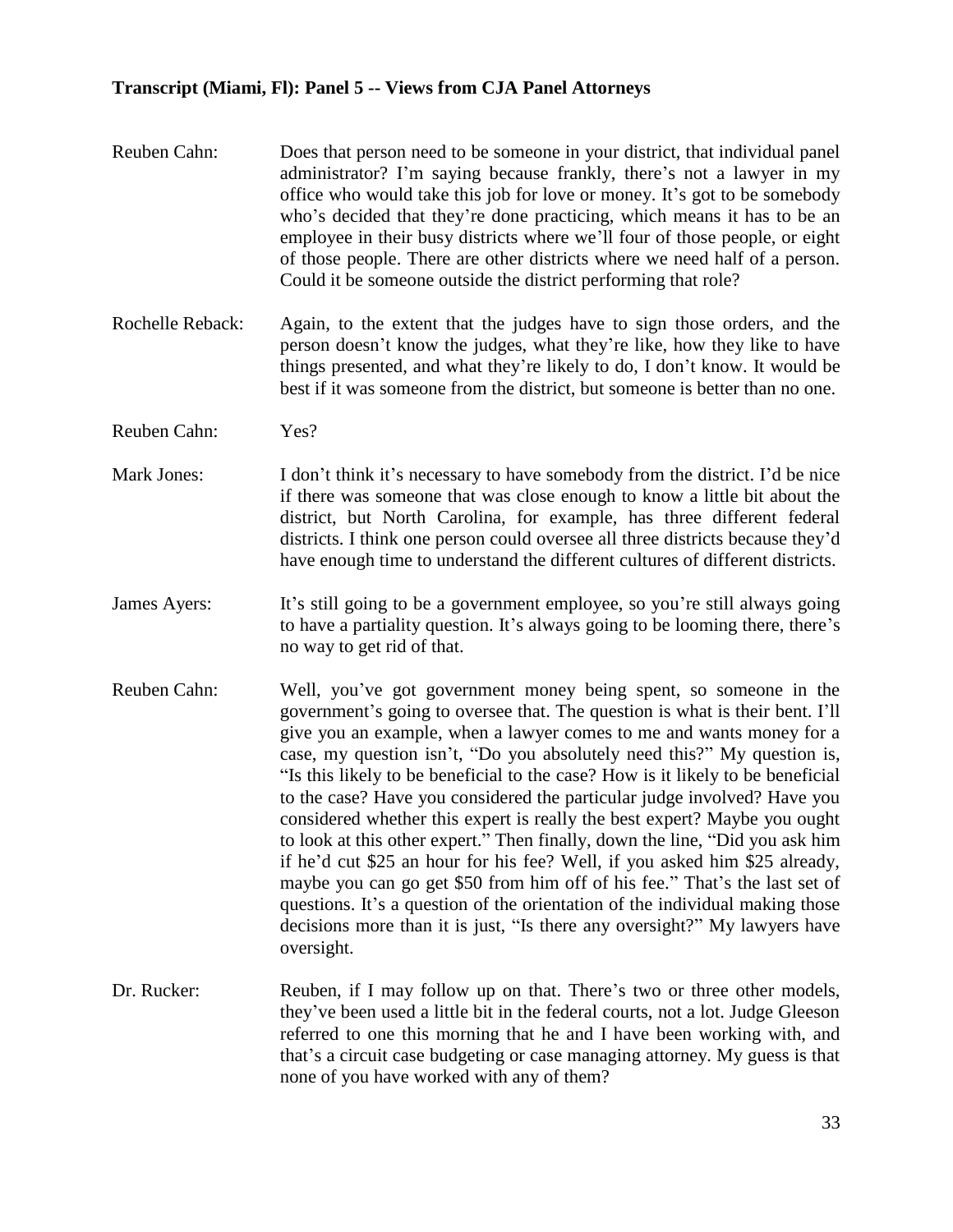**Transcript (Miami, Fl): Panel 5 -- Views from CJA Panel Attorneys**

Reuben Cahn: Does that person need to be someone in your district, that individual panel administrator? I'm saying because frankly, there's not a lawyer in my office who would take this job for love or money. It's got to be somebody who's decided that they're done practicing, which means it has to be an employee in their busy districts where we'll four of those people, or eight of those people. There are other districts where we need half of a person. Could it be someone outside the district performing that role?

Rochelle Reback: Again, to the extent that the judges have to sign those orders, and the person doesn't know the judges, what they're like, how they like to have things presented, and what they're likely to do, I don't know. It would be best if it was someone from the district, but someone is better than no one.

Reuben Cahn: Yes?

Mark Jones: I don't think it's necessary to have somebody from the district. I'd be nice if there was someone that was close enough to know a little bit about the district, but North Carolina, for example, has three different federal districts. I think one person could oversee all three districts because they'd have enough time to understand the different cultures of different districts.

James Ayers: It's still going to be a government employee, so you're still always going to have a partiality question. It's always going to be looming there, there's no way to get rid of that.

Reuben Cahn: Well, you've got government money being spent, so someone in the government's going to oversee that. The question is what is their bent. I'll give you an example, when a lawyer comes to me and wants money for a case, my question isn't, "Do you absolutely need this?" My question is, "Is this likely to be beneficial to the case? How is it likely to be beneficial to the case? Have you considered the particular judge involved? Have you considered whether this expert is really the best expert? Maybe you ought to look at this other expert." Then finally, down the line, "Did you ask him if he'd cut $25 an hour for his fee? Well, if you asked him $25 already, maybe you can go get $50 from him off of his fee." That's the last set of questions. It's a question of the orientation of the individual making those decisions more than it is just, "Is there any oversight?" My lawyers have oversight.

Dr. Rucker: Reuben, if I may follow up on that. There's two or three other models, they've been used a little bit in the federal courts, not a lot. Judge Gleeson referred to one this morning that he and I have been working with, and that's a circuit case budgeting or case managing attorney. My guess is that none of you have worked with any of them?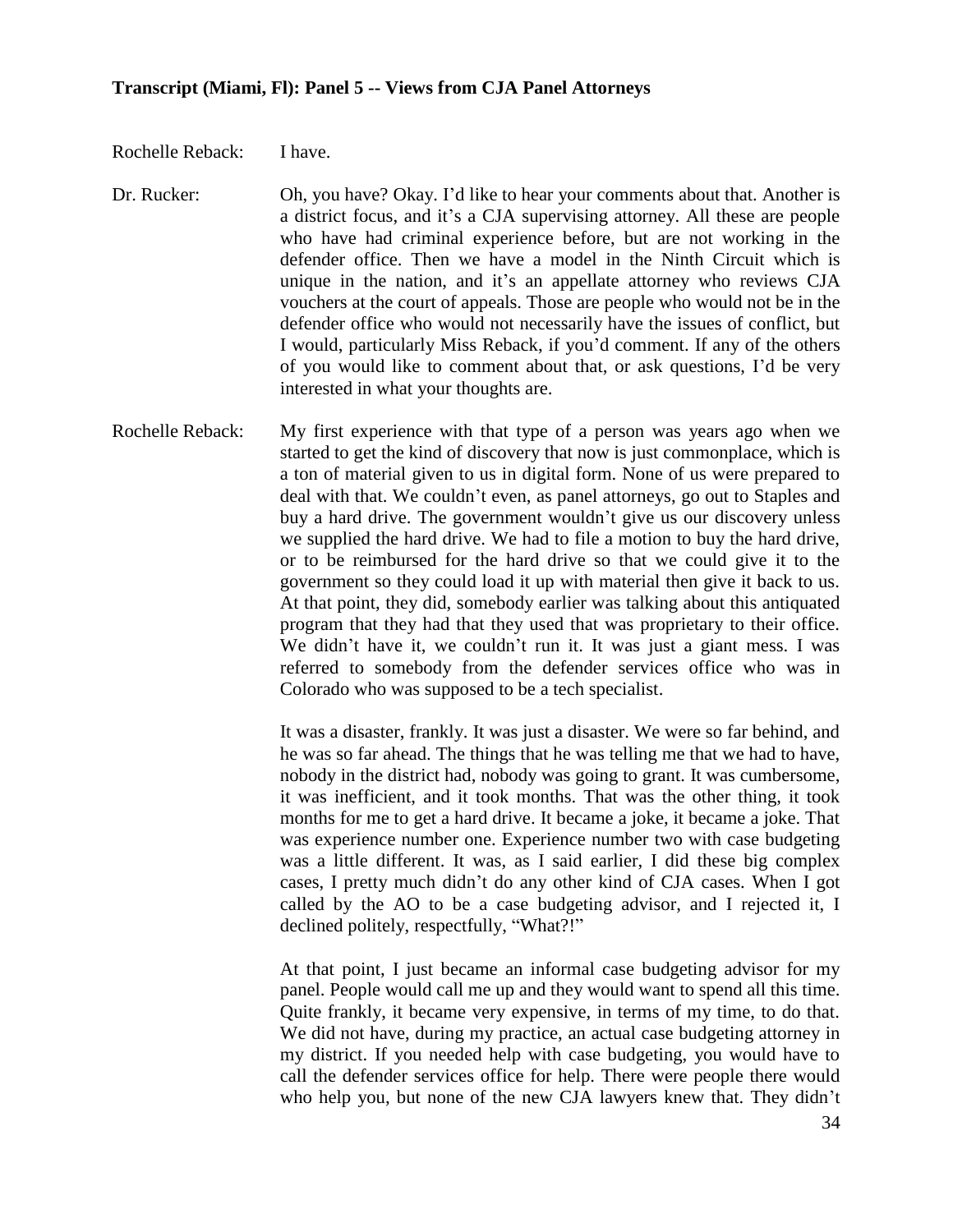**Transcript (Miami, Fl): Panel 5 -- Views from CJA Panel Attorneys**

Rochelle Reback: I have.

Dr. Rucker: Oh, you have? Okay. I'd like to hear your comments about that. Another is a district focus, and it's a CJA supervising attorney. All these are people who have had criminal experience before, but are not working in the defender office. Then we have a model in the Ninth Circuit which is unique in the nation, and it's an appellate attorney who reviews CJA vouchers at the court of appeals. Those are people who would not be in the defender office who would not necessarily have the issues of conflict, but I would, particularly Miss Reback, if you'd comment. If any of the others of you would like to comment about that, or ask questions, I'd be very interested in what your thoughts are.

Rochelle Reback: My first experience with that type of a person was years ago when we started to get the kind of discovery that now is just commonplace, which is a ton of material given to us in digital form. None of us were prepared to deal with that. We couldn't even, as panel attorneys, go out to Staples and buy a hard drive. The government wouldn't give us our discovery unless we supplied the hard drive. We had to file a motion to buy the hard drive, or to be reimbursed for the hard drive so that we could give it to the government so they could load it up with material then give it back to us. At that point, they did, somebody earlier was talking about this antiquated program that they had that they used that was proprietary to their office. We didn't have it, we couldn't run it. It was just a giant mess. I was referred to somebody from the defender services office who was in Colorado who was supposed to be a tech specialist.

It was a disaster, frankly. It was just a disaster. We were so far behind, and he was so far ahead. The things that he was telling me that we had to have, nobody in the district had, nobody was going to grant. It was cumbersome, it was inefficient, and it took months. That was the other thing, it took months for me to get a hard drive. It became a joke, it became a joke. That was experience number one. Experience number two with case budgeting was a little different. It was, as I said earlier, I did these big complex cases, I pretty much didn't do any other kind of CJA cases. When I got called by the AO to be a case budgeting advisor, and I rejected it, I declined politely, respectfully, "What?!"

At that point, I just became an informal case budgeting advisor for my panel. People would call me up and they would want to spend all this time. Quite frankly, it became very expensive, in terms of my time, to do that. We did not have, during my practice, an actual case budgeting attorney in my district. If you needed help with case budgeting, you would have to call the defender services office for help. There were people there would who help you, but none of the new CJA lawyers knew that. They didn't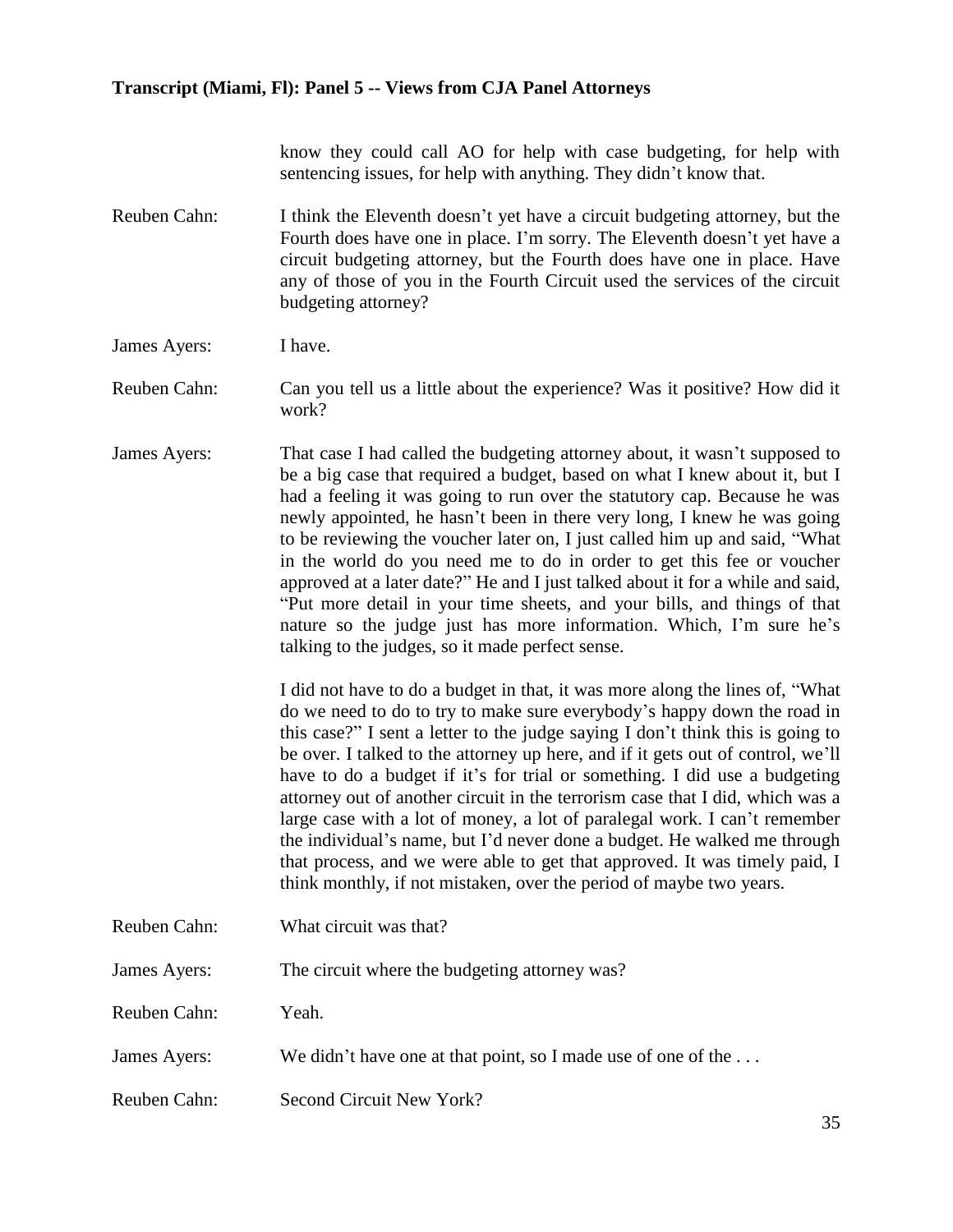know they could call AO for help with case budgeting, for help with sentencing issues, for help with anything. They didn't know that.

**Reuben Cahn:** I think the Eleventh doesn't yet have a circuit budgeting attorney, but the Fourth does have one in place. I'm sorry. The Eleventh doesn't yet have a circuit budgeting attorney, but the Fourth does have one in place. Have any of those of you in the Fourth Circuit used the services of the circuit budgeting attorney?

**James Ayers:** I have.

**Reuben Cahn:** Can you tell us a little about the experience? Was it positive? How did it work?

**James Ayers:** That case I had called the budgeting attorney about, it wasn't supposed to be a big case that required a budget, based on what I knew about it, but I had a feeling it was going to run over the statutory cap. Because he was newly appointed, he hasn't been in there very long, I knew he was going to be reviewing the voucher later on, I just called him up and said, "What in the world do you need me to do in order to get this fee or voucher approved at a later date?" He and I just talked about it for a while and said, "Put more detail in your time sheets, and your bills, and things of that nature so the judge just has more information. Which, I'm sure he's talking to the judges, so it made perfect sense.

I did not have to do a budget in that, it was more along the lines of, "What do we need to do to try to make sure everybody's happy down the road in this case?" I sent a letter to the judge saying I don't think this is going to be over. I talked to the attorney up here, and if it gets out of control, we'll have to do a budget if it's for trial or something. I did use a budgeting attorney out of another circuit in the terrorism case that I did, which was a large case with a lot of money, a lot of paralegal work. I can't remember the individual's name, but I'd never done a budget. He walked me through that process, and we were able to get that approved. It was timely paid, I think monthly, if not mistaken, over the period of maybe two years.

**Reuben Cahn:** What circuit was that?

**James Ayers:** The circuit where the budgeting attorney was?

**Reuben Cahn:** Yeah.

**James Ayers:** We didn't have one at that point, so I made use of one of the . . .

**Reuben Cahn:** Second Circuit New York?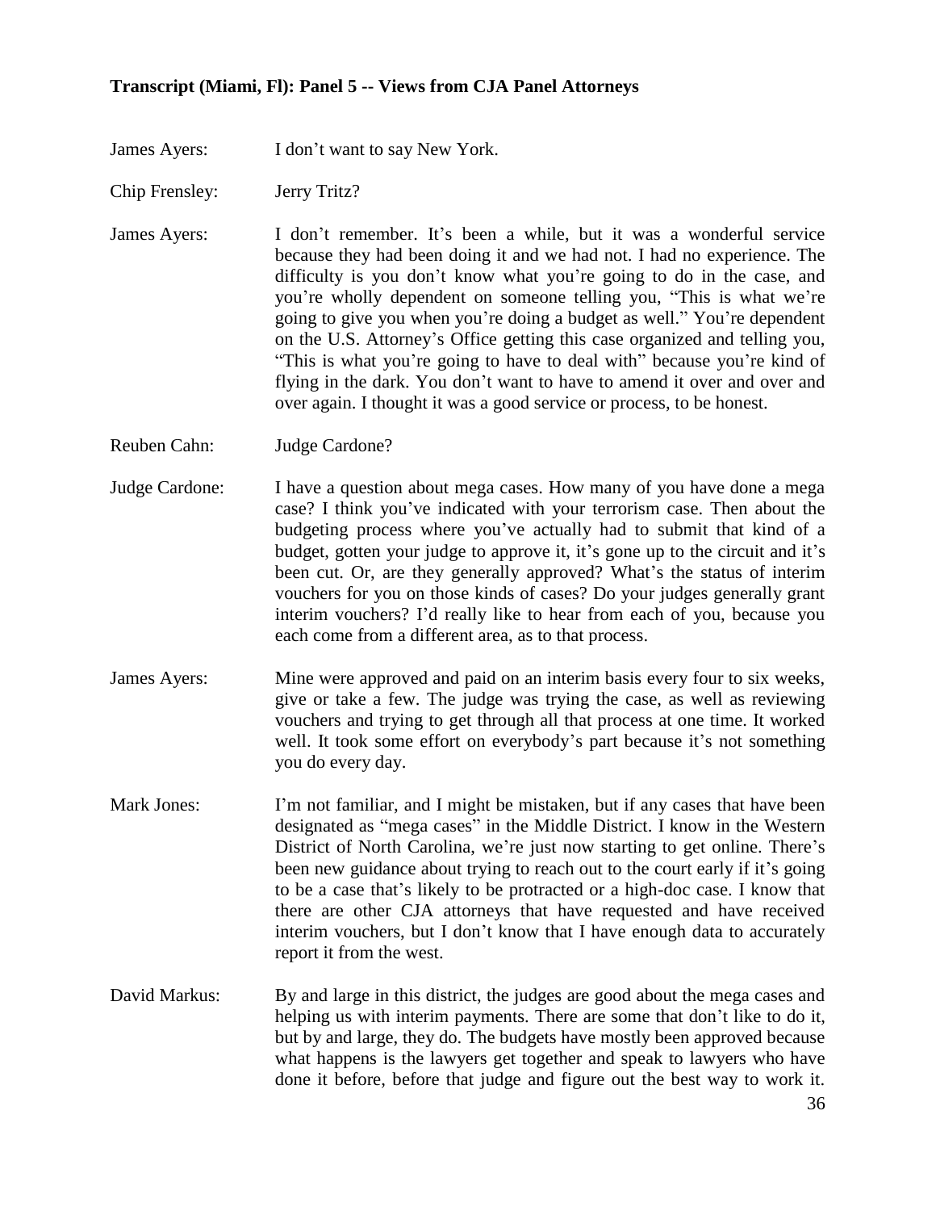**Transcript (Miami, Fl): Panel 5 -- Views from CJA Panel Attorneys**

James Ayers: I don't want to say New York.

Chip Frensley: Jerry Tritz?

James Ayers: I don't remember. It's been a while, but it was a wonderful service because they had been doing it and we had not. I had no experience. The difficulty is you don't know what you're going to do in the case, and you're wholly dependent on someone telling you, "This is what we're going to give you when you're doing a budget as well." You're dependent on the U.S. Attorney's Office getting this case organized and telling you, "This is what you're going to have to deal with" because you're kind of flying in the dark. You don't want to have to amend it over and over and over again. I thought it was a good service or process, to be honest.

Reuben Cahn: Judge Cardone?

Judge Cardone: I have a question about mega cases. How many of you have done a mega case? I think you've indicated with your terrorism case. Then about the budgeting process where you've actually had to submit that kind of a budget, gotten your judge to approve it, it's gone up to the circuit and it's been cut. Or, are they generally approved? What's the status of interim vouchers for you on those kinds of cases? Do your judges generally grant interim vouchers? I'd really like to hear from each of you, because you each come from a different area, as to that process.

James Ayers: Mine were approved and paid on an interim basis every four to six weeks, give or take a few. The judge was trying the case, as well as reviewing vouchers and trying to get through all that process at one time. It worked well. It took some effort on everybody's part because it's not something you do every day.

Mark Jones: I'm not familiar, and I might be mistaken, but if any cases that have been designated as "mega cases" in the Middle District. I know in the Western District of North Carolina, we're just now starting to get online. There's been new guidance about trying to reach out to the court early if it's going to be a case that's likely to be protracted or a high-doc case. I know that there are other CJA attorneys that have requested and have received interim vouchers, but I don't know that I have enough data to accurately report it from the west.

David Markus: By and large in this district, the judges are good about the mega cases and helping us with interim payments. There are some that don't like to do it, but by and large, they do. The budgets have mostly been approved because what happens is the lawyers get together and speak to lawyers who have done it before, before that judge and figure out the best way to work it.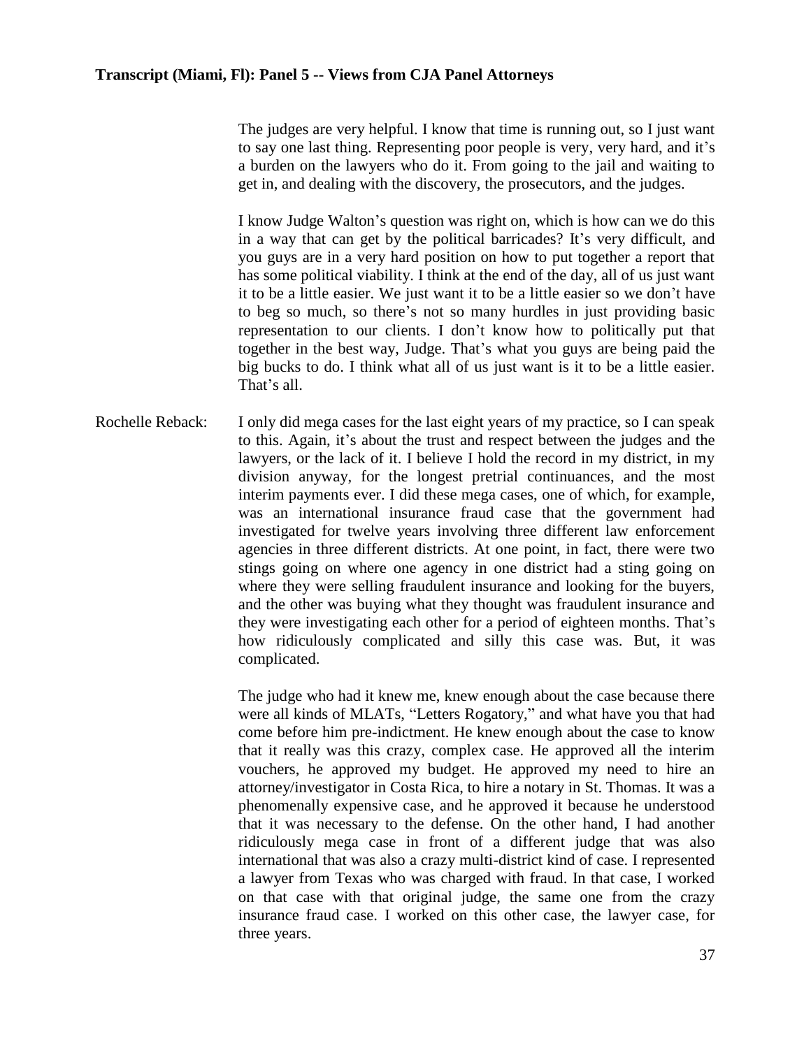The judges are very helpful. I know that time is running out, so I just want to say one last thing. Representing poor people is very, very hard, and it's a burden on the lawyers who do it. From going to the jail and waiting to get in, and dealing with the discovery, the prosecutors, and the judges.

I know Judge Walton's question was right on, which is how can we do this in a way that can get by the political barricades? It's very difficult, and you guys are in a very hard position on how to put together a report that has some political viability. I think at the end of the day, all of us just want it to be a little easier. We just want it to be a little easier so we don't have to beg so much, so there's not so many hurdles in just providing basic representation to our clients. I don't know how to politically put that together in the best way, Judge. That's what you guys are being paid the big bucks to do. I think what all of us just want is it to be a little easier. That's all.

Rochelle Reback: I only did mega cases for the last eight years of my practice, so I can speak to this. Again, it's about the trust and respect between the judges and the lawyers, or the lack of it. I believe I hold the record in my district, in my division anyway, for the longest pretrial continuances, and the most interim payments ever. I did these mega cases, one of which, for example, was an international insurance fraud case that the government had investigated for twelve years involving three different law enforcement agencies in three different districts. At one point, in fact, there were two stings going on where one agency in one district had a sting going on where they were selling fraudulent insurance and looking for the buyers, and the other was buying what they thought was fraudulent insurance and they were investigating each other for a period of eighteen months. That's how ridiculously complicated and silly this case was. But, it was complicated.

The judge who had it knew me, knew enough about the case because there were all kinds of MLATs, "Letters Rogatory," and what have you that had come before him pre-indictment. He knew enough about the case to know that it really was this crazy, complex case. He approved all the interim vouchers, he approved my budget. He approved my need to hire an attorney/investigator in Costa Rica, to hire a notary in St. Thomas. It was a phenomenally expensive case, and he approved it because he understood that it was necessary to the defense. On the other hand, I had another ridiculously mega case in front of a different judge that was also international that was also a crazy multi-district kind of case. I represented a lawyer from Texas who was charged with fraud. In that case, I worked on that case with that original judge, the same one from the crazy insurance fraud case. I worked on this other case, the lawyer case, for three years.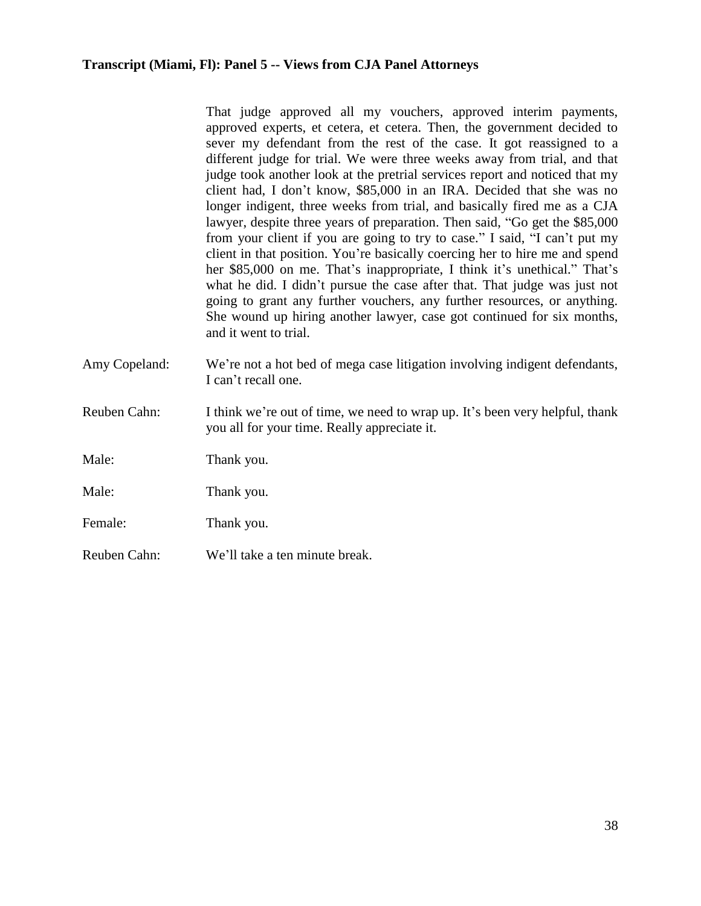That judge approved all my vouchers, approved interim payments, approved experts, et cetera, et cetera. Then, the government decided to sever my defendant from the rest of the case. It got reassigned to a different judge for trial. We were three weeks away from trial, and that judge took another look at the pretrial services report and noticed that my client had, I don't know, $85,000 in an IRA. Decided that she was no longer indigent, three weeks from trial, and basically fired me as a CJA lawyer, despite three years of preparation. Then said, "Go get the $85,000 from your client if you are going to try to case." I said, "I can't put my client in that position. You're basically coercing her to hire me and spend her $85,000 on me. That's inappropriate, I think it's unethical." That's what he did. I didn't pursue the case after that. That judge was just not going to grant any further vouchers, any further resources, or anything. She wound up hiring another lawyer, case got continued for six months, and it went to trial.

Amy Copeland: We're not a hot bed of mega case litigation involving indigent defendants, I can't recall one.

Reuben Cahn: I think we're out of time, we need to wrap up. It's been very helpful, thank you all for your time. Really appreciate it.

Male: Thank you.

Male: Thank you.

Female: Thank you.

Reuben Cahn: We'll take a ten minute break.